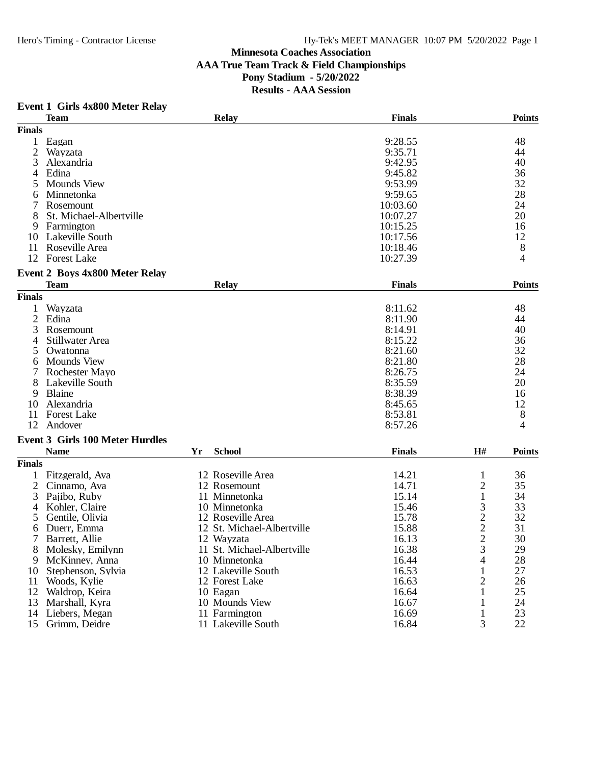# Minnesota Coaches Association
## AAA True Team Track & Field Championships
### Pony Stadium - 5/20/2022
### Results - AAA Session

**Event 1 Girls 4x800 Meter Relay**

| | Team | Relay | Finals | Points |
|---|---|---|---|---|
| **Finals** | | | | |
| 1 | Eagan | | 9:28.55 | 48 |
| 2 | Wayzata | | 9:35.71 | 44 |
| 3 | Alexandria | | 9:42.95 | 40 |
| 4 | Edina | | 9:45.82 | 36 |
| 5 | Mounds View | | 9:53.99 | 32 |
| 6 | Minnetonka | | 9:59.65 | 28 |
| 7 | Rosemount | | 10:03.60 | 24 |
| 8 | St. Michael-Albertville | | 10:07.27 | 20 |
| 9 | Farmington | | 10:15.25 | 16 |
| 10 | Lakeville South | | 10:17.56 | 12 |
| 11 | Roseville Area | | 10:18.46 | 8 |
| 12 | Forest Lake | | 10:27.39 | 4 |

**Event 2 Boys 4x800 Meter Relay**

| | Team | Relay | Finals | Points |
|---|---|---|---|---|
| **Finals** | | | | |
| 1 | Wayzata | | 8:11.62 | 48 |
| 2 | Edina | | 8:11.90 | 44 |
| 3 | Rosemount | | 8:14.91 | 40 |
| 4 | Stillwater Area | | 8:15.22 | 36 |
| 5 | Owatonna | | 8:21.60 | 32 |
| 6 | Mounds View | | 8:21.80 | 28 |
| 7 | Rochester Mayo | | 8:26.75 | 24 |
| 8 | Lakeville South | | 8:35.59 | 20 |
| 9 | Blaine | | 8:38.39 | 16 |
| 10 | Alexandria | | 8:45.65 | 12 |
| 11 | Forest Lake | | 8:53.81 | 8 |
| 12 | Andover | | 8:57.26 | 4 |

**Event 3 Girls 100 Meter Hurdles**

| | Name | Yr | School | Finals | H# | Points |
|---|---|---|---|---|---|---|
| **Finals** | | | | | | |
| 1 | Fitzgerald, Ava | 12 | Roseville Area | 14.21 | 1 | 36 |
| 2 | Cinnamo, Ava | 12 | Rosemount | 14.71 | 2 | 35 |
| 3 | Pajibo, Ruby | 11 | Minnetonka | 15.14 | 1 | 34 |
| 4 | Kohler, Claire | 10 | Minnetonka | 15.46 | 3 | 33 |
| 5 | Gentile, Olivia | 12 | Roseville Area | 15.78 | 2 | 32 |
| 6 | Duerr, Emma | 12 | St. Michael-Albertville | 15.88 | 2 | 31 |
| 7 | Barrett, Allie | 12 | Wayzata | 16.13 | 2 | 30 |
| 8 | Molesky, Emilynn | 11 | St. Michael-Albertville | 16.38 | 3 | 29 |
| 9 | McKinney, Anna | 10 | Minnetonka | 16.44 | 4 | 28 |
| 10 | Stephenson, Sylvia | 12 | Lakeville South | 16.53 | 1 | 27 |
| 11 | Woods, Kylie | 12 | Forest Lake | 16.63 | 2 | 26 |
| 12 | Waldrop, Keira | 10 | Eagan | 16.64 | 1 | 25 |
| 13 | Marshall, Kyra | 10 | Mounds View | 16.67 | 1 | 24 |
| 14 | Liebers, Megan | 11 | Farmington | 16.69 | 1 | 23 |
| 15 | Grimm, Deidre | 11 | Lakeville South | 16.84 | 3 | 22 |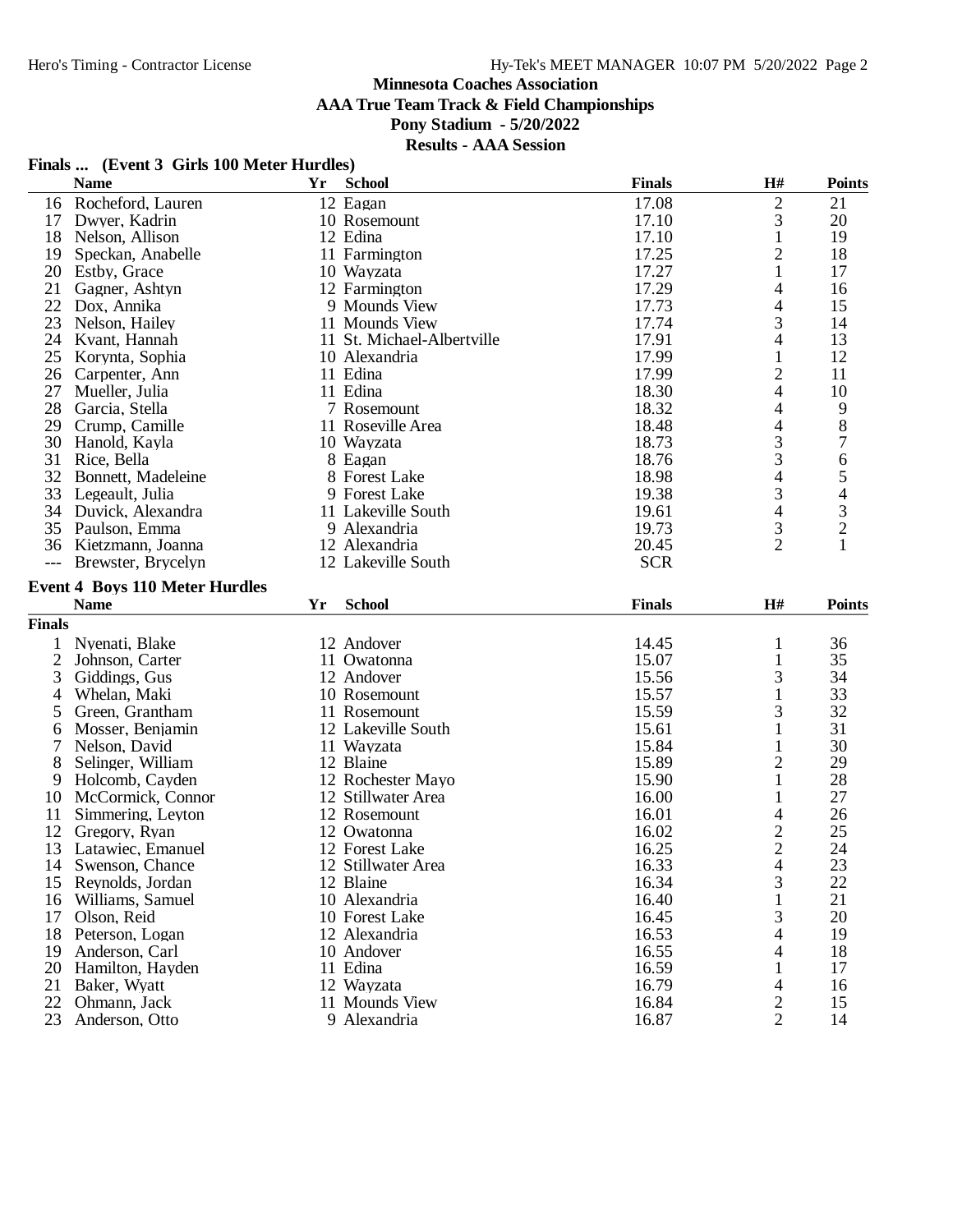## Minnesota Coaches Association
## AAA True Team Track & Field Championships
## Pony Stadium - 5/20/2022
## Results - AAA Session

### Finals ... (Event 3 Girls 100 Meter Hurdles)

| | Name | Yr | School | Finals | H# | Points |
|---|---|---|---|---|---|---|
| 16 | Rocheford, Lauren | 12 | Eagan | 17.08 | 2 | 21 |
| 17 | Dwyer, Kadrin | 10 | Rosemount | 17.10 | 3 | 20 |
| 18 | Nelson, Allison | 12 | Edina | 17.10 | 1 | 19 |
| 19 | Speckan, Anabelle | 11 | Farmington | 17.25 | 2 | 18 |
| 20 | Estby, Grace | 10 | Wayzata | 17.27 | 1 | 17 |
| 21 | Gagner, Ashtyn | 12 | Farmington | 17.29 | 4 | 16 |
| 22 | Dox, Annika | 9 | Mounds View | 17.73 | 4 | 15 |
| 23 | Nelson, Hailey | 11 | Mounds View | 17.74 | 3 | 14 |
| 24 | Kvant, Hannah | 11 | St. Michael-Albertville | 17.91 | 4 | 13 |
| 25 | Korynta, Sophia | 10 | Alexandria | 17.99 | 1 | 12 |
| 26 | Carpenter, Ann | 11 | Edina | 17.99 | 2 | 11 |
| 27 | Mueller, Julia | 11 | Edina | 18.30 | 4 | 10 |
| 28 | Garcia, Stella | 7 | Rosemount | 18.32 | 4 | 9 |
| 29 | Crump, Camille | 11 | Roseville Area | 18.48 | 4 | 8 |
| 30 | Hanold, Kayla | 10 | Wayzata | 18.73 | 3 | 7 |
| 31 | Rice, Bella | 8 | Eagan | 18.76 | 3 | 6 |
| 32 | Bonnett, Madeleine | 8 | Forest Lake | 18.98 | 4 | 5 |
| 33 | Legeault, Julia | 9 | Forest Lake | 19.38 | 3 | 4 |
| 34 | Duvick, Alexandra | 11 | Lakeville South | 19.61 | 4 | 3 |
| 35 | Paulson, Emma | 9 | Alexandria | 19.73 | 3 | 2 |
| 36 | Kietzmann, Joanna | 12 | Alexandria | 20.45 | 2 | 1 |
| --- | Brewster, Brycelyn | 12 | Lakeville South | SCR | | |

### Event 4 Boys 110 Meter Hurdles

| | Name | Yr | School | Finals | H# | Points |
|---|---|---|---|---|---|---|
| **Finals** | | | | | | |
| 1 | Nyenati, Blake | 12 | Andover | 14.45 | 1 | 36 |
| 2 | Johnson, Carter | 11 | Owatonna | 15.07 | 1 | 35 |
| 3 | Giddings, Gus | 12 | Andover | 15.56 | 3 | 34 |
| 4 | Whelan, Maki | 10 | Rosemount | 15.57 | 1 | 33 |
| 5 | Green, Grantham | 11 | Rosemount | 15.59 | 3 | 32 |
| 6 | Mosser, Benjamin | 12 | Lakeville South | 15.61 | 1 | 31 |
| 7 | Nelson, David | 11 | Wayzata | 15.84 | 1 | 30 |
| 8 | Selinger, William | 12 | Blaine | 15.89 | 2 | 29 |
| 9 | Holcomb, Cayden | 12 | Rochester Mayo | 15.90 | 1 | 28 |
| 10 | McCormick, Connor | 12 | Stillwater Area | 16.00 | 1 | 27 |
| 11 | Simmering, Leyton | 12 | Rosemount | 16.01 | 4 | 26 |
| 12 | Gregory, Ryan | 12 | Owatonna | 16.02 | 2 | 25 |
| 13 | Latawiec, Emanuel | 12 | Forest Lake | 16.25 | 2 | 24 |
| 14 | Swenson, Chance | 12 | Stillwater Area | 16.33 | 4 | 23 |
| 15 | Reynolds, Jordan | 12 | Blaine | 16.34 | 3 | 22 |
| 16 | Williams, Samuel | 10 | Alexandria | 16.40 | 1 | 21 |
| 17 | Olson, Reid | 10 | Forest Lake | 16.45 | 3 | 20 |
| 18 | Peterson, Logan | 12 | Alexandria | 16.53 | 4 | 19 |
| 19 | Anderson, Carl | 10 | Andover | 16.55 | 4 | 18 |
| 20 | Hamilton, Hayden | 11 | Edina | 16.59 | 1 | 17 |
| 21 | Baker, Wyatt | 12 | Wayzata | 16.79 | 4 | 16 |
| 22 | Ohmann, Jack | 11 | Mounds View | 16.84 | 2 | 15 |
| 23 | Anderson, Otto | 9 | Alexandria | 16.87 | 2 | 14 |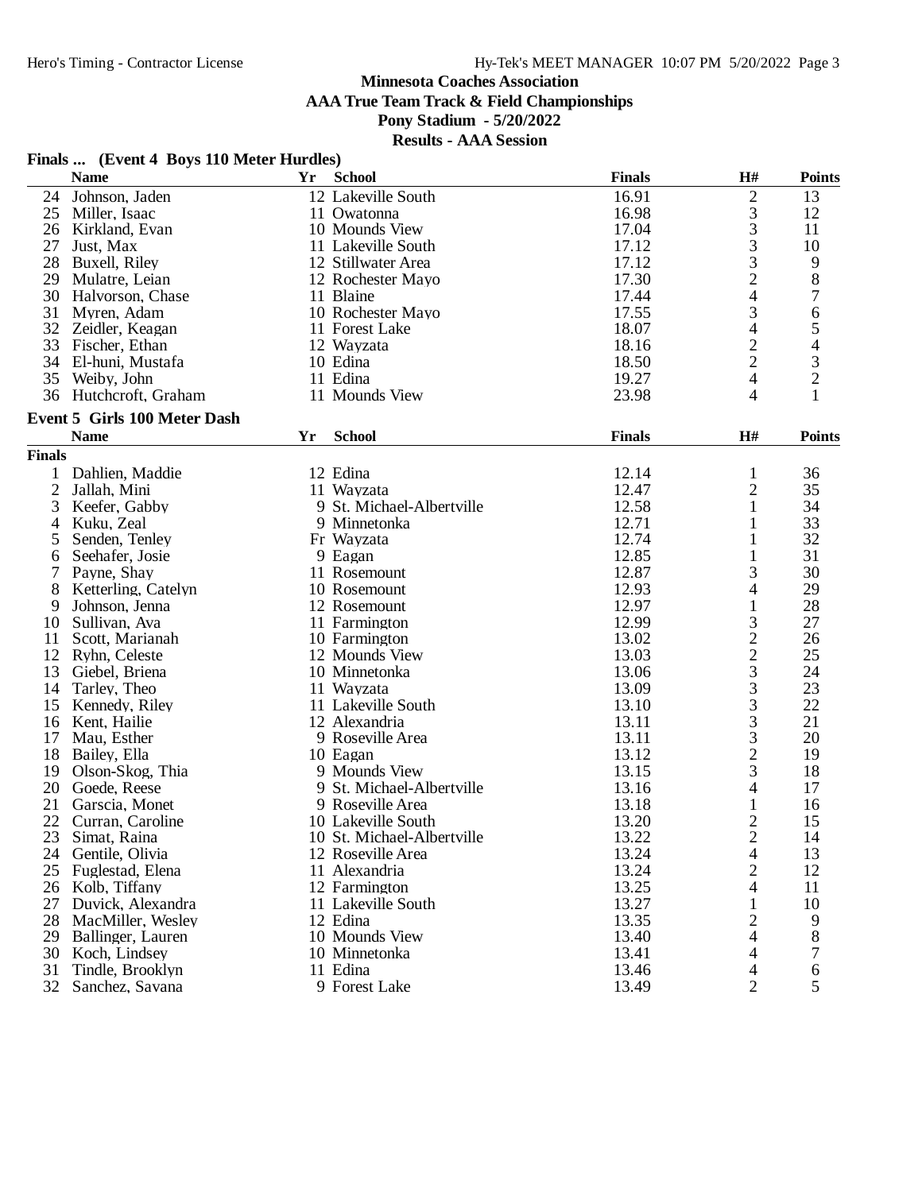# Minnesota Coaches Association

**AAA True Team Track & Field Championships**

**Pony Stadium - 5/20/2022**

**Results - AAA Session**

## Finals ... (Event 4 Boys 110 Meter Hurdles)

| | Name | Yr | School | Finals | H# | Points |
|---|---|---|---|---|---|---|
| 24 | Johnson, Jaden | 12 | Lakeville South | 16.91 | 2 | 13 |
| 25 | Miller, Isaac | 11 | Owatonna | 16.98 | 3 | 12 |
| 26 | Kirkland, Evan | 10 | Mounds View | 17.04 | 3 | 11 |
| 27 | Just, Max | 11 | Lakeville South | 17.12 | 3 | 10 |
| 28 | Buxell, Riley | 12 | Stillwater Area | 17.12 | 3 | 9 |
| 29 | Mulatre, Leian | 12 | Rochester Mayo | 17.30 | 2 | 8 |
| 30 | Halvorson, Chase | 11 | Blaine | 17.44 | 4 | 7 |
| 31 | Myren, Adam | 10 | Rochester Mayo | 17.55 | 3 | 6 |
| 32 | Zeidler, Keagan | 11 | Forest Lake | 18.07 | 4 | 5 |
| 33 | Fischer, Ethan | 12 | Wayzata | 18.16 | 2 | 4 |
| 34 | El-huni, Mustafa | 10 | Edina | 18.50 | 2 | 3 |
| 35 | Weiby, John | 11 | Edina | 19.27 | 4 | 2 |
| 36 | Hutchcroft, Graham | 11 | Mounds View | 23.98 | 4 | 1 |

## Event 5 Girls 100 Meter Dash

**Finals**

| | Name | Yr | School | Finals | H# | Points |
|---|---|---|---|---|---|---|
| 1 | Dahlien, Maddie | 12 | Edina | 12.14 | 1 | 36 |
| 2 | Jallah, Mini | 11 | Wayzata | 12.47 | 2 | 35 |
| 3 | Keefer, Gabby | 9 | St. Michael-Albertville | 12.58 | 1 | 34 |
| 4 | Kuku, Zeal | 9 | Minnetonka | 12.71 | 1 | 33 |
| 5 | Senden, Tenley | Fr | Wayzata | 12.74 | 1 | 32 |
| 6 | Seehafer, Josie | 9 | Eagan | 12.85 | 1 | 31 |
| 7 | Payne, Shay | 11 | Rosemount | 12.87 | 3 | 30 |
| 8 | Ketterling, Catelyn | 10 | Rosemount | 12.93 | 4 | 29 |
| 9 | Johnson, Jenna | 12 | Rosemount | 12.97 | 1 | 28 |
| 10 | Sullivan, Ava | 11 | Farmington | 12.99 | 3 | 27 |
| 11 | Scott, Marianah | 10 | Farmington | 13.02 | 2 | 26 |
| 12 | Ryhn, Celeste | 12 | Mounds View | 13.03 | 2 | 25 |
| 13 | Giebel, Briena | 10 | Minnetonka | 13.06 | 3 | 24 |
| 14 | Tarley, Theo | 11 | Wayzata | 13.09 | 3 | 23 |
| 15 | Kennedy, Riley | 11 | Lakeville South | 13.10 | 3 | 22 |
| 16 | Kent, Hailie | 12 | Alexandria | 13.11 | 3 | 21 |
| 17 | Mau, Esther | 9 | Roseville Area | 13.11 | 3 | 20 |
| 18 | Bailey, Ella | 10 | Eagan | 13.12 | 2 | 19 |
| 19 | Olson-Skog, Thia | 9 | Mounds View | 13.15 | 3 | 18 |
| 20 | Goede, Reese | 9 | St. Michael-Albertville | 13.16 | 4 | 17 |
| 21 | Garscia, Monet | 9 | Roseville Area | 13.18 | 1 | 16 |
| 22 | Curran, Caroline | 10 | Lakeville South | 13.20 | 2 | 15 |
| 23 | Simat, Raina | 10 | St. Michael-Albertville | 13.22 | 2 | 14 |
| 24 | Gentile, Olivia | 12 | Roseville Area | 13.24 | 4 | 13 |
| 25 | Fuglestad, Elena | 11 | Alexandria | 13.24 | 2 | 12 |
| 26 | Kolb, Tiffany | 12 | Farmington | 13.25 | 4 | 11 |
| 27 | Duvick, Alexandra | 11 | Lakeville South | 13.27 | 1 | 10 |
| 28 | MacMiller, Wesley | 12 | Edina | 13.35 | 2 | 9 |
| 29 | Ballinger, Lauren | 10 | Mounds View | 13.40 | 4 | 8 |
| 30 | Koch, Lindsey | 10 | Minnetonka | 13.41 | 4 | 7 |
| 31 | Tindle, Brooklyn | 11 | Edina | 13.46 | 4 | 6 |
| 32 | Sanchez, Savana | 9 | Forest Lake | 13.49 | 2 | 5 |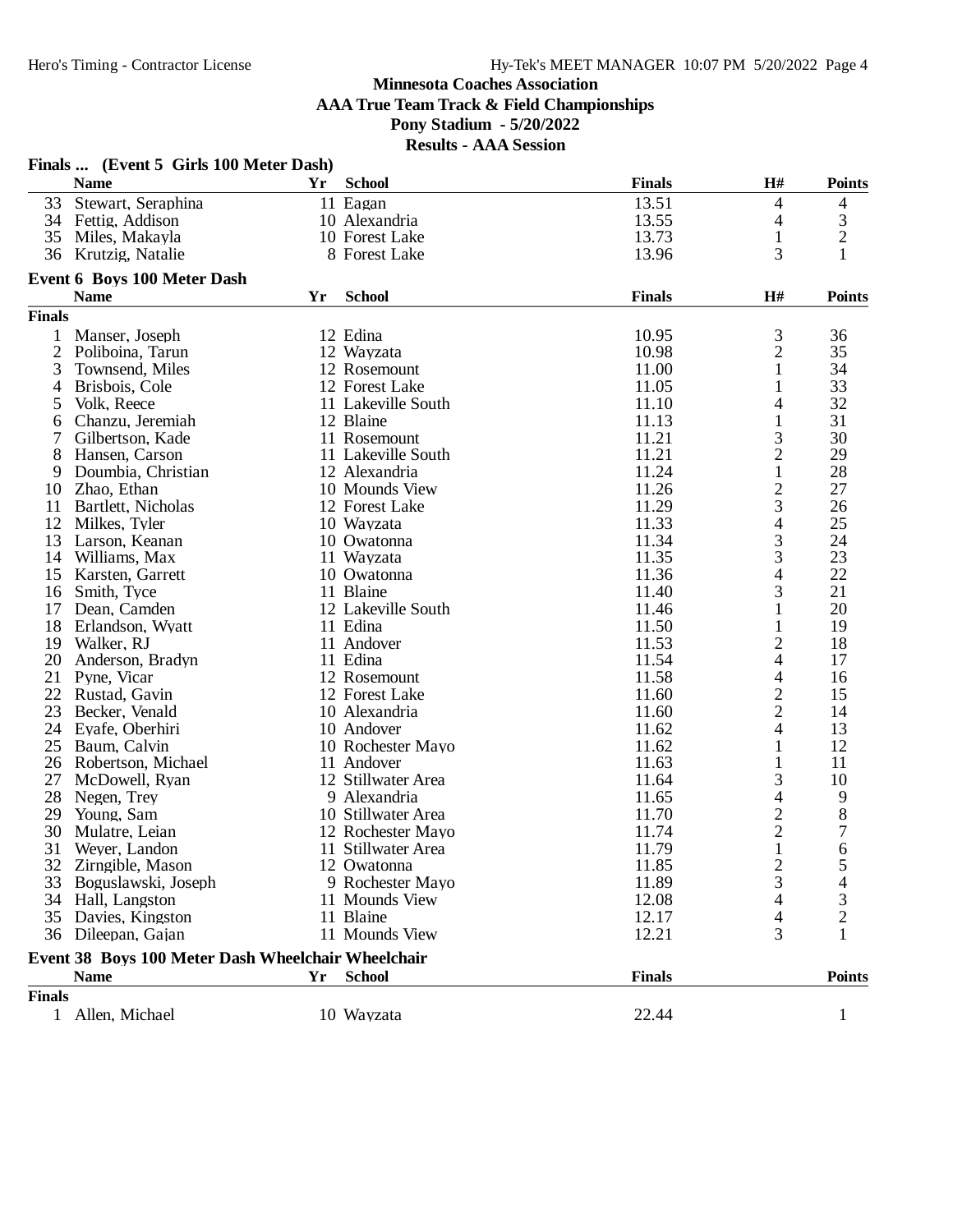# Minnesota Coaches Association

## AAA True Team Track & Field Championships

### Pony Stadium - 5/20/2022

### Results - AAA Session

**Finals ... (Event 5 Girls 100 Meter Dash)**

| | Name | Yr | School | Finals | H# | Points |
|---|---|---|---|---|---|---|
| 33 | Stewart, Seraphina | 11 | Eagan | 13.51 | 4 | 4 |
| 34 | Fettig, Addison | 10 | Alexandria | 13.55 | 4 | 3 |
| 35 | Miles, Makayla | 10 | Forest Lake | 13.73 | 1 | 2 |
| 36 | Krutzig, Natalie | 8 | Forest Lake | 13.96 | 3 | 1 |

**Event 6 Boys 100 Meter Dash**

**Finals**

| | Name | Yr | School | Finals | H# | Points |
|---|---|---|---|---|---|---|
| 1 | Manser, Joseph | 12 | Edina | 10.95 | 3 | 36 |
| 2 | Poliboina, Tarun | 12 | Wayzata | 10.98 | 2 | 35 |
| 3 | Townsend, Miles | 12 | Rosemount | 11.00 | 1 | 34 |
| 4 | Brisbois, Cole | 12 | Forest Lake | 11.05 | 1 | 33 |
| 5 | Volk, Reece | 11 | Lakeville South | 11.10 | 4 | 32 |
| 6 | Chanzu, Jeremiah | 12 | Blaine | 11.13 | 1 | 31 |
| 7 | Gilbertson, Kade | 11 | Rosemount | 11.21 | 3 | 30 |
| 8 | Hansen, Carson | 11 | Lakeville South | 11.21 | 2 | 29 |
| 9 | Doumbia, Christian | 12 | Alexandria | 11.24 | 1 | 28 |
| 10 | Zhao, Ethan | 10 | Mounds View | 11.26 | 2 | 27 |
| 11 | Bartlett, Nicholas | 12 | Forest Lake | 11.29 | 3 | 26 |
| 12 | Milkes, Tyler | 10 | Wayzata | 11.33 | 4 | 25 |
| 13 | Larson, Keanan | 10 | Owatonna | 11.34 | 3 | 24 |
| 14 | Williams, Max | 11 | Wayzata | 11.35 | 3 | 23 |
| 15 | Karsten, Garrett | 10 | Owatonna | 11.36 | 4 | 22 |
| 16 | Smith, Tyce | 11 | Blaine | 11.40 | 3 | 21 |
| 17 | Dean, Camden | 12 | Lakeville South | 11.46 | 1 | 20 |
| 18 | Erlandson, Wyatt | 11 | Edina | 11.50 | 1 | 19 |
| 19 | Walker, RJ | 11 | Andover | 11.53 | 2 | 18 |
| 20 | Anderson, Bradyn | 11 | Edina | 11.54 | 4 | 17 |
| 21 | Pyne, Vicar | 12 | Rosemount | 11.58 | 4 | 16 |
| 22 | Rustad, Gavin | 12 | Forest Lake | 11.60 | 2 | 15 |
| 23 | Becker, Venald | 10 | Alexandria | 11.60 | 2 | 14 |
| 24 | Eyafe, Oberhiri | 10 | Andover | 11.62 | 4 | 13 |
| 25 | Baum, Calvin | 10 | Rochester Mayo | 11.62 | 1 | 12 |
| 26 | Robertson, Michael | 11 | Andover | 11.63 | 1 | 11 |
| 27 | McDowell, Ryan | 12 | Stillwater Area | 11.64 | 3 | 10 |
| 28 | Negen, Trey | 9 | Alexandria | 11.65 | 4 | 9 |
| 29 | Young, Sam | 10 | Stillwater Area | 11.70 | 2 | 8 |
| 30 | Mulatre, Leian | 12 | Rochester Mayo | 11.74 | 2 | 7 |
| 31 | Weyer, Landon | 11 | Stillwater Area | 11.79 | 1 | 6 |
| 32 | Zirngible, Mason | 12 | Owatonna | 11.85 | 2 | 5 |
| 33 | Boguslawski, Joseph | 9 | Rochester Mayo | 11.89 | 3 | 4 |
| 34 | Hall, Langston | 11 | Mounds View | 12.08 | 4 | 3 |
| 35 | Davies, Kingston | 11 | Blaine | 12.17 | 4 | 2 |
| 36 | Dileepan, Gajan | 11 | Mounds View | 12.21 | 3 | 1 |

**Event 38 Boys 100 Meter Dash Wheelchair Wheelchair**

**Finals**

| | Name | Yr | School | Finals | Points |
|---|---|---|---|---|---|
| 1 | Allen, Michael | 10 | Wayzata | 22.44 | 1 |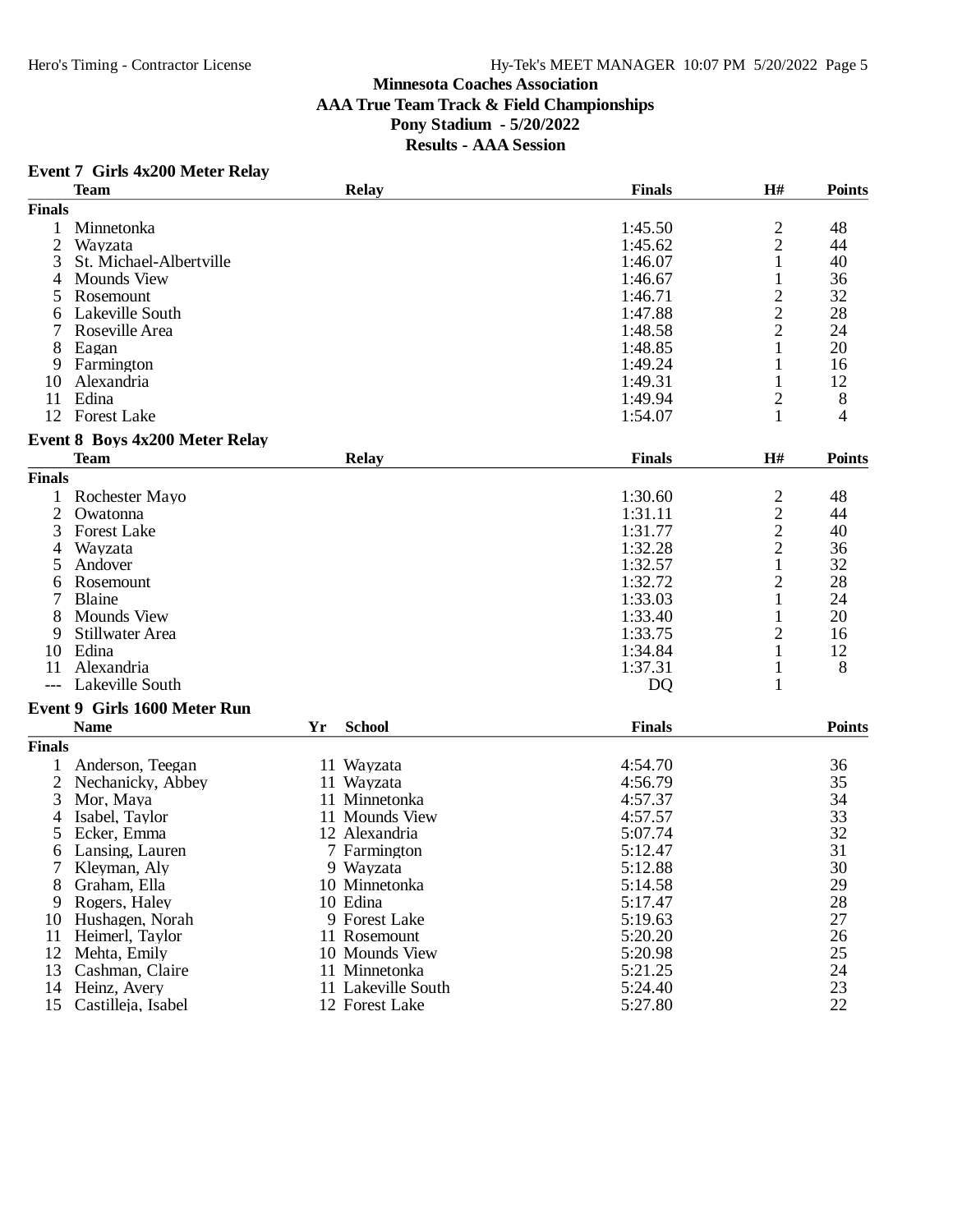**Minnesota Coaches Association**
**AAA True Team Track & Field Championships**
**Pony Stadium - 5/20/2022**
**Results - AAA Session**

### Event 7 Girls 4x200 Meter Relay

| | Team | Relay | Finals | H# | Points |
|---|---|---|---|---|---|
| **Finals** | | | | | |
| 1 | Minnetonka | | 1:45.50 | 2 | 48 |
| 2 | Wayzata | | 1:45.62 | 2 | 44 |
| 3 | St. Michael-Albertville | | 1:46.07 | 1 | 40 |
| 4 | Mounds View | | 1:46.67 | 1 | 36 |
| 5 | Rosemount | | 1:46.71 | 2 | 32 |
| 6 | Lakeville South | | 1:47.88 | 2 | 28 |
| 7 | Roseville Area | | 1:48.58 | 2 | 24 |
| 8 | Eagan | | 1:48.85 | 1 | 20 |
| 9 | Farmington | | 1:49.24 | 1 | 16 |
| 10 | Alexandria | | 1:49.31 | 1 | 12 |
| 11 | Edina | | 1:49.94 | 2 | 8 |
| 12 | Forest Lake | | 1:54.07 | 1 | 4 |

### Event 8 Boys 4x200 Meter Relay

| | Team | Relay | Finals | H# | Points |
|---|---|---|---|---|---|
| **Finals** | | | | | |
| 1 | Rochester Mayo | | 1:30.60 | 2 | 48 |
| 2 | Owatonna | | 1:31.11 | 2 | 44 |
| 3 | Forest Lake | | 1:31.77 | 2 | 40 |
| 4 | Wayzata | | 1:32.28 | 2 | 36 |
| 5 | Andover | | 1:32.57 | 1 | 32 |
| 6 | Rosemount | | 1:32.72 | 2 | 28 |
| 7 | Blaine | | 1:33.03 | 1 | 24 |
| 8 | Mounds View | | 1:33.40 | 1 | 20 |
| 9 | Stillwater Area | | 1:33.75 | 2 | 16 |
| 10 | Edina | | 1:34.84 | 1 | 12 |
| 11 | Alexandria | | 1:37.31 | 1 | 8 |
| --- | Lakeville South | | DQ | 1 | |

### Event 9 Girls 1600 Meter Run

| | Name | Yr | School | Finals | Points |
|---|---|---|---|---|---|
| **Finals** | | | | | |
| 1 | Anderson, Teegan | 11 | Wayzata | 4:54.70 | 36 |
| 2 | Nechanicky, Abbey | 11 | Wayzata | 4:56.79 | 35 |
| 3 | Mor, Maya | 11 | Minnetonka | 4:57.37 | 34 |
| 4 | Isabel, Taylor | 11 | Mounds View | 4:57.57 | 33 |
| 5 | Ecker, Emma | 12 | Alexandria | 5:07.74 | 32 |
| 6 | Lansing, Lauren | 7 | Farmington | 5:12.47 | 31 |
| 7 | Kleyman, Aly | 9 | Wayzata | 5:12.88 | 30 |
| 8 | Graham, Ella | 10 | Minnetonka | 5:14.58 | 29 |
| 9 | Rogers, Haley | 10 | Edina | 5:17.47 | 28 |
| 10 | Hushagen, Norah | 9 | Forest Lake | 5:19.63 | 27 |
| 11 | Heimerl, Taylor | 11 | Rosemount | 5:20.20 | 26 |
| 12 | Mehta, Emily | 10 | Mounds View | 5:20.98 | 25 |
| 13 | Cashman, Claire | 11 | Minnetonka | 5:21.25 | 24 |
| 14 | Heinz, Avery | 11 | Lakeville South | 5:24.40 | 23 |
| 15 | Castilleja, Isabel | 12 | Forest Lake | 5:27.80 | 22 |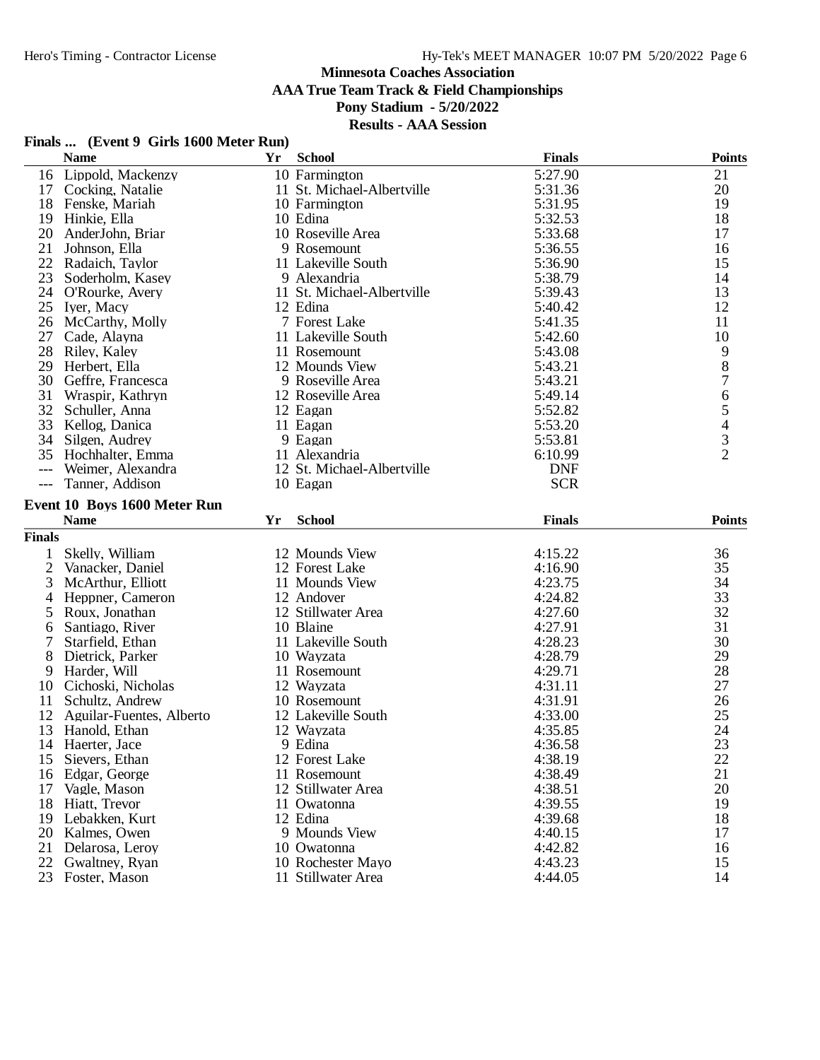Minnesota Coaches Association
AAA True Team Track & Field Championships
Pony Stadium - 5/20/2022
Results - AAA Session

### Finals ... (Event 9 Girls 1600 Meter Run)

| | Name | Yr | School | Finals | Points |
|---|---|---|---|---|---|
| 16 | Lippold, Mackenzy | 10 | Farmington | 5:27.90 | 21 |
| 17 | Cocking, Natalie | 11 | St. Michael-Albertville | 5:31.36 | 20 |
| 18 | Fenske, Mariah | 10 | Farmington | 5:31.95 | 19 |
| 19 | Hinkie, Ella | 10 | Edina | 5:32.53 | 18 |
| 20 | AnderJohn, Briar | 10 | Roseville Area | 5:33.68 | 17 |
| 21 | Johnson, Ella | 9 | Rosemount | 5:36.55 | 16 |
| 22 | Radaich, Taylor | 11 | Lakeville South | 5:36.90 | 15 |
| 23 | Soderholm, Kasey | 9 | Alexandria | 5:38.79 | 14 |
| 24 | O'Rourke, Avery | 11 | St. Michael-Albertville | 5:39.43 | 13 |
| 25 | Iyer, Macy | 12 | Edina | 5:40.42 | 12 |
| 26 | McCarthy, Molly | 7 | Forest Lake | 5:41.35 | 11 |
| 27 | Cade, Alayna | 11 | Lakeville South | 5:42.60 | 10 |
| 28 | Riley, Kaley | 11 | Rosemount | 5:43.08 | 9 |
| 29 | Herbert, Ella | 12 | Mounds View | 5:43.21 | 8 |
| 30 | Geffre, Francesca | 9 | Roseville Area | 5:43.21 | 7 |
| 31 | Wraspir, Kathryn | 12 | Roseville Area | 5:49.14 | 6 |
| 32 | Schuller, Anna | 12 | Eagan | 5:52.82 | 5 |
| 33 | Kellog, Danica | 11 | Eagan | 5:53.20 | 4 |
| 34 | Silgen, Audrey | 9 | Eagan | 5:53.81 | 3 |
| 35 | Hochhalter, Emma | 11 | Alexandria | 6:10.99 | 2 |
| --- | Weimer, Alexandra | 12 | St. Michael-Albertville | DNF | |
| --- | Tanner, Addison | 10 | Eagan | SCR | |

### Event 10 Boys 1600 Meter Run

| | Name | Yr | School | Finals | Points |
|---|---|---|---|---|---|
| **Finals** | | | | | |
| 1 | Skelly, William | 12 | Mounds View | 4:15.22 | 36 |
| 2 | Vanacker, Daniel | 12 | Forest Lake | 4:16.90 | 35 |
| 3 | McArthur, Elliott | 11 | Mounds View | 4:23.75 | 34 |
| 4 | Heppner, Cameron | 12 | Andover | 4:24.82 | 33 |
| 5 | Roux, Jonathan | 12 | Stillwater Area | 4:27.60 | 32 |
| 6 | Santiago, River | 10 | Blaine | 4:27.91 | 31 |
| 7 | Starfield, Ethan | 11 | Lakeville South | 4:28.23 | 30 |
| 8 | Dietrick, Parker | 10 | Wayzata | 4:28.79 | 29 |
| 9 | Harder, Will | 11 | Rosemount | 4:29.71 | 28 |
| 10 | Cichoski, Nicholas | 12 | Wayzata | 4:31.11 | 27 |
| 11 | Schultz, Andrew | 10 | Rosemount | 4:31.91 | 26 |
| 12 | Aguilar-Fuentes, Alberto | 12 | Lakeville South | 4:33.00 | 25 |
| 13 | Hanold, Ethan | 12 | Wayzata | 4:35.85 | 24 |
| 14 | Haerter, Jace | 9 | Edina | 4:36.58 | 23 |
| 15 | Sievers, Ethan | 12 | Forest Lake | 4:38.19 | 22 |
| 16 | Edgar, George | 11 | Rosemount | 4:38.49 | 21 |
| 17 | Vagle, Mason | 12 | Stillwater Area | 4:38.51 | 20 |
| 18 | Hiatt, Trevor | 11 | Owatonna | 4:39.55 | 19 |
| 19 | Lebakken, Kurt | 12 | Edina | 4:39.68 | 18 |
| 20 | Kalmes, Owen | 9 | Mounds View | 4:40.15 | 17 |
| 21 | Delarosa, Leroy | 10 | Owatonna | 4:42.82 | 16 |
| 22 | Gwaltney, Ryan | 10 | Rochester Mayo | 4:43.23 | 15 |
| 23 | Foster, Mason | 11 | Stillwater Area | 4:44.05 | 14 |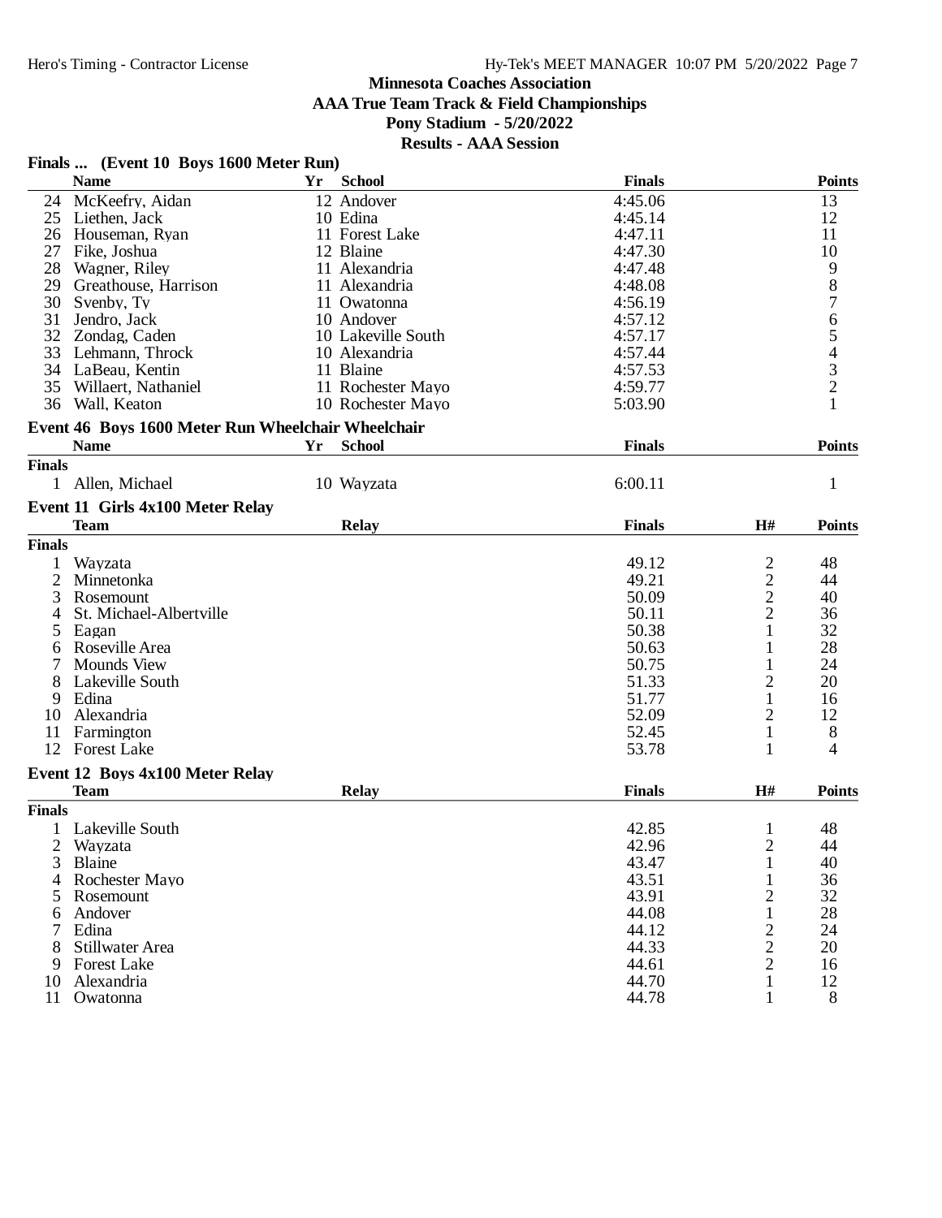**Minnesota Coaches Association**
**AAA True Team Track & Field Championships**
**Pony Stadium - 5/20/2022**
**Results - AAA Session**

### Finals ... (Event 10 Boys 1600 Meter Run)

| | Name | Yr | School | Finals | Points |
|---|---|---|---|---|---|
| 24 | McKeefry, Aidan | 12 | Andover | 4:45.06 | 13 |
| 25 | Liethen, Jack | 10 | Edina | 4:45.14 | 12 |
| 26 | Houseman, Ryan | 11 | Forest Lake | 4:47.11 | 11 |
| 27 | Fike, Joshua | 12 | Blaine | 4:47.30 | 10 |
| 28 | Wagner, Riley | 11 | Alexandria | 4:47.48 | 9 |
| 29 | Greathouse, Harrison | 11 | Alexandria | 4:48.08 | 8 |
| 30 | Svenby, Ty | 11 | Owatonna | 4:56.19 | 7 |
| 31 | Jendro, Jack | 10 | Andover | 4:57.12 | 6 |
| 32 | Zondag, Caden | 10 | Lakeville South | 4:57.17 | 5 |
| 33 | Lehmann, Throck | 10 | Alexandria | 4:57.44 | 4 |
| 34 | LaBeau, Kentin | 11 | Blaine | 4:57.53 | 3 |
| 35 | Willaert, Nathaniel | 11 | Rochester Mayo | 4:59.77 | 2 |
| 36 | Wall, Keaton | 10 | Rochester Mayo | 5:03.90 | 1 |

### Event 46 Boys 1600 Meter Run Wheelchair Wheelchair

| | Name | Yr | School | Finals | Points |
|---|---|---|---|---|---|
| **Finals** | | | | | |
| 1 | Allen, Michael | 10 | Wayzata | 6:00.11 | 1 |

### Event 11 Girls 4x100 Meter Relay

| | Team | Relay | Finals | H# | Points |
|---|---|---|---|---|---|
| **Finals** | | | | | |
| 1 | Wayzata | | 49.12 | 2 | 48 |
| 2 | Minnetonka | | 49.21 | 2 | 44 |
| 3 | Rosemount | | 50.09 | 2 | 40 |
| 4 | St. Michael-Albertville | | 50.11 | 2 | 36 |
| 5 | Eagan | | 50.38 | 1 | 32 |
| 6 | Roseville Area | | 50.63 | 1 | 28 |
| 7 | Mounds View | | 50.75 | 1 | 24 |
| 8 | Lakeville South | | 51.33 | 2 | 20 |
| 9 | Edina | | 51.77 | 1 | 16 |
| 10 | Alexandria | | 52.09 | 2 | 12 |
| 11 | Farmington | | 52.45 | 1 | 8 |
| 12 | Forest Lake | | 53.78 | 1 | 4 |

### Event 12 Boys 4x100 Meter Relay

| | Team | Relay | Finals | H# | Points |
|---|---|---|---|---|---|
| **Finals** | | | | | |
| 1 | Lakeville South | | 42.85 | 1 | 48 |
| 2 | Wayzata | | 42.96 | 2 | 44 |
| 3 | Blaine | | 43.47 | 1 | 40 |
| 4 | Rochester Mayo | | 43.51 | 1 | 36 |
| 5 | Rosemount | | 43.91 | 2 | 32 |
| 6 | Andover | | 44.08 | 1 | 28 |
| 7 | Edina | | 44.12 | 2 | 24 |
| 8 | Stillwater Area | | 44.33 | 2 | 20 |
| 9 | Forest Lake | | 44.61 | 2 | 16 |
| 10 | Alexandria | | 44.70 | 1 | 12 |
| 11 | Owatonna | | 44.78 | 1 | 8 |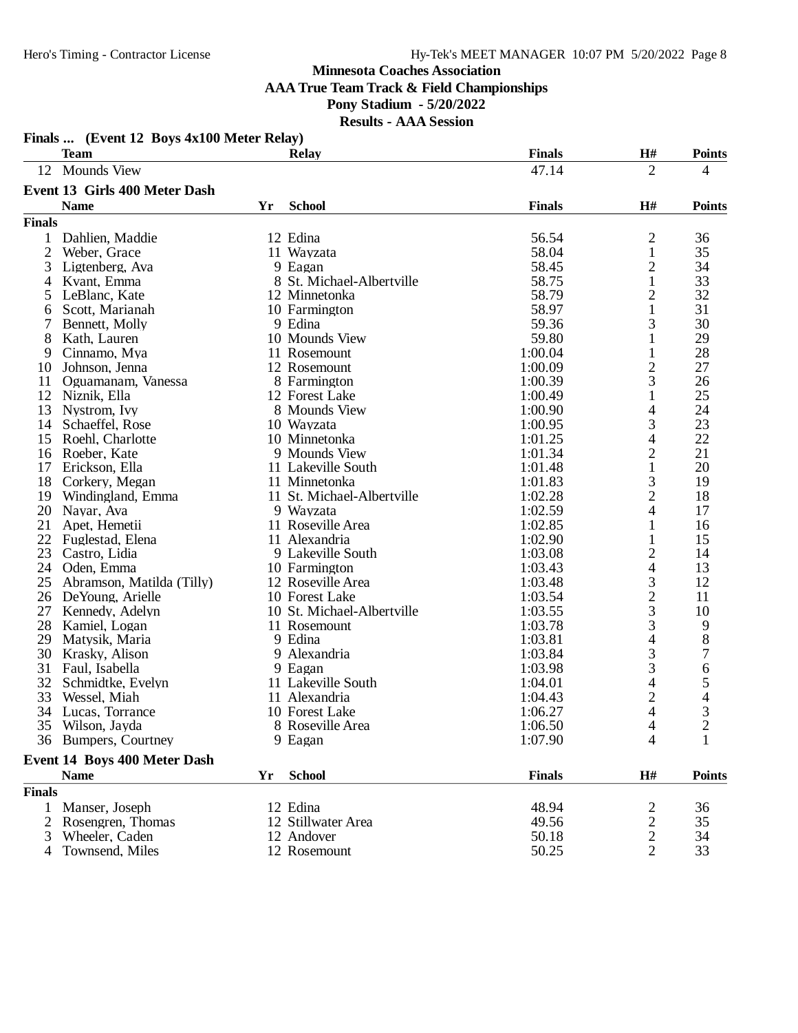## Minnesota Coaches Association
## AAA True Team Track & Field Championships
## Pony Stadium - 5/20/2022
## Results - AAA Session

### Finals ... (Event 12 Boys 4x100 Meter Relay)

| | Team | Relay | Finals | H# | Points |
|---|---|---|---|---|---|
| 12 | Mounds View | | 47.14 | 2 | 4 |

### Event 13 Girls 400 Meter Dash

| | Name | Yr | School | Finals | H# | Points |
|---|---|---|---|---|---|---|
| **Finals** | | | | | | |
| 1 | Dahlien, Maddie | 12 | Edina | 56.54 | 2 | 36 |
| 2 | Weber, Grace | 11 | Wayzata | 58.04 | 1 | 35 |
| 3 | Ligtenberg, Ava | 9 | Eagan | 58.45 | 2 | 34 |
| 4 | Kvant, Emma | 8 | St. Michael-Albertville | 58.75 | 1 | 33 |
| 5 | LeBlanc, Kate | 12 | Minnetonka | 58.79 | 2 | 32 |
| 6 | Scott, Marianah | 10 | Farmington | 58.97 | 1 | 31 |
| 7 | Bennett, Molly | 9 | Edina | 59.36 | 3 | 30 |
| 8 | Kath, Lauren | 10 | Mounds View | 59.80 | 1 | 29 |
| 9 | Cinnamo, Mya | 11 | Rosemount | 1:00.04 | 1 | 28 |
| 10 | Johnson, Jenna | 12 | Rosemount | 1:00.09 | 2 | 27 |
| 11 | Oguamanam, Vanessa | 8 | Farmington | 1:00.39 | 3 | 26 |
| 12 | Niznik, Ella | 12 | Forest Lake | 1:00.49 | 1 | 25 |
| 13 | Nystrom, Ivy | 8 | Mounds View | 1:00.90 | 4 | 24 |
| 14 | Schaeffel, Rose | 10 | Wayzata | 1:00.95 | 3 | 23 |
| 15 | Roehl, Charlotte | 10 | Minnetonka | 1:01.25 | 4 | 22 |
| 16 | Roeber, Kate | 9 | Mounds View | 1:01.34 | 2 | 21 |
| 17 | Erickson, Ella | 11 | Lakeville South | 1:01.48 | 1 | 20 |
| 18 | Corkery, Megan | 11 | Minnetonka | 1:01.83 | 3 | 19 |
| 19 | Windingland, Emma | 11 | St. Michael-Albertville | 1:02.28 | 2 | 18 |
| 20 | Nayar, Ava | 9 | Wayzata | 1:02.59 | 4 | 17 |
| 21 | Apet, Hemetii | 11 | Roseville Area | 1:02.85 | 1 | 16 |
| 22 | Fuglestad, Elena | 11 | Alexandria | 1:02.90 | 1 | 15 |
| 23 | Castro, Lidia | 9 | Lakeville South | 1:03.08 | 2 | 14 |
| 24 | Oden, Emma | 10 | Farmington | 1:03.43 | 4 | 13 |
| 25 | Abramson, Matilda (Tilly) | 12 | Roseville Area | 1:03.48 | 3 | 12 |
| 26 | DeYoung, Arielle | 10 | Forest Lake | 1:03.54 | 2 | 11 |
| 27 | Kennedy, Adelyn | 10 | St. Michael-Albertville | 1:03.55 | 3 | 10 |
| 28 | Kamiel, Logan | 11 | Rosemount | 1:03.78 | 3 | 9 |
| 29 | Matysik, Maria | 9 | Edina | 1:03.81 | 4 | 8 |
| 30 | Krasky, Alison | 9 | Alexandria | 1:03.84 | 3 | 7 |
| 31 | Faul, Isabella | 9 | Eagan | 1:03.98 | 3 | 6 |
| 32 | Schmidtke, Evelyn | 11 | Lakeville South | 1:04.01 | 4 | 5 |
| 33 | Wessel, Miah | 11 | Alexandria | 1:04.43 | 2 | 4 |
| 34 | Lucas, Torrance | 10 | Forest Lake | 1:06.27 | 4 | 3 |
| 35 | Wilson, Jayda | 8 | Roseville Area | 1:06.50 | 4 | 2 |
| 36 | Bumpers, Courtney | 9 | Eagan | 1:07.90 | 4 | 1 |

### Event 14 Boys 400 Meter Dash

| | Name | Yr | School | Finals | H# | Points |
|---|---|---|---|---|---|---|
| **Finals** | | | | | | |
| 1 | Manser, Joseph | 12 | Edina | 48.94 | 2 | 36 |
| 2 | Rosengren, Thomas | 12 | Stillwater Area | 49.56 | 2 | 35 |
| 3 | Wheeler, Caden | 12 | Andover | 50.18 | 2 | 34 |
| 4 | Townsend, Miles | 12 | Rosemount | 50.25 | 2 | 33 |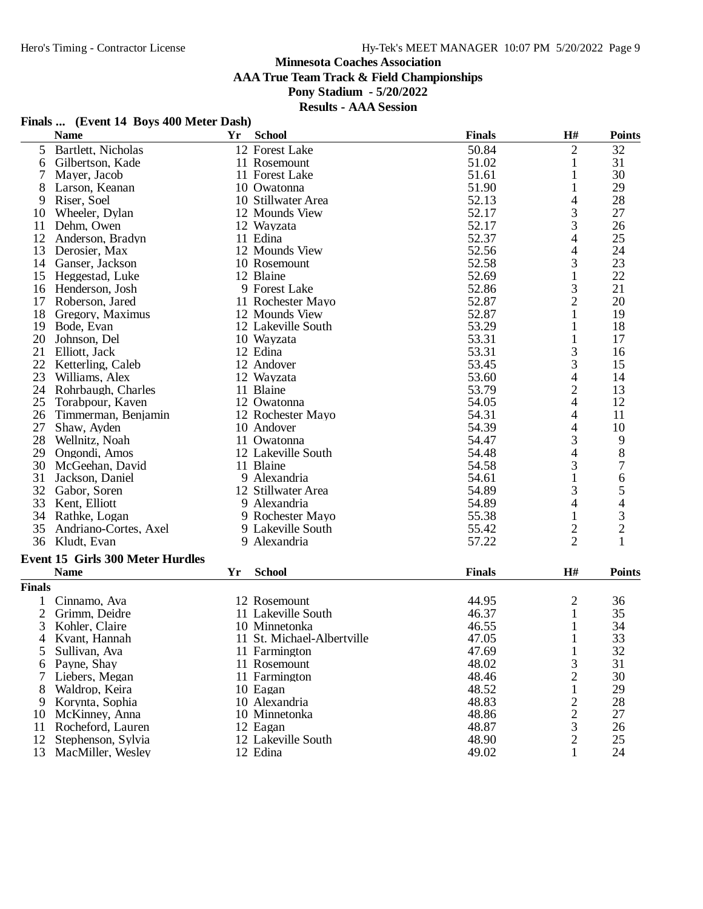**Minnesota Coaches Association**
**AAA True Team Track & Field Championships**
**Pony Stadium - 5/20/2022**
**Results - AAA Session**

### Finals ... (Event 14 Boys 400 Meter Dash)

| | Name | Yr | School | Finals | H# | Points |
|---|---|---|---|---|---|---|
| 5 | Bartlett, Nicholas | 12 | Forest Lake | 50.84 | 2 | 32 |
| 6 | Gilbertson, Kade | 11 | Rosemount | 51.02 | 1 | 31 |
| 7 | Mayer, Jacob | 11 | Forest Lake | 51.61 | 1 | 30 |
| 8 | Larson, Keanan | 10 | Owatonna | 51.90 | 1 | 29 |
| 9 | Riser, Soel | 10 | Stillwater Area | 52.13 | 4 | 28 |
| 10 | Wheeler, Dylan | 12 | Mounds View | 52.17 | 3 | 27 |
| 11 | Dehm, Owen | 12 | Wayzata | 52.17 | 3 | 26 |
| 12 | Anderson, Bradyn | 11 | Edina | 52.37 | 4 | 25 |
| 13 | Derosier, Max | 12 | Mounds View | 52.56 | 4 | 24 |
| 14 | Ganser, Jackson | 10 | Rosemount | 52.58 | 3 | 23 |
| 15 | Heggestad, Luke | 12 | Blaine | 52.69 | 1 | 22 |
| 16 | Henderson, Josh | 9 | Forest Lake | 52.86 | 3 | 21 |
| 17 | Roberson, Jared | 11 | Rochester Mayo | 52.87 | 2 | 20 |
| 18 | Gregory, Maximus | 12 | Mounds View | 52.87 | 1 | 19 |
| 19 | Bode, Evan | 12 | Lakeville South | 53.29 | 1 | 18 |
| 20 | Johnson, Del | 10 | Wayzata | 53.31 | 1 | 17 |
| 21 | Elliott, Jack | 12 | Edina | 53.31 | 3 | 16 |
| 22 | Ketterling, Caleb | 12 | Andover | 53.45 | 3 | 15 |
| 23 | Williams, Alex | 12 | Wayzata | 53.60 | 4 | 14 |
| 24 | Rohrbaugh, Charles | 11 | Blaine | 53.79 | 2 | 13 |
| 25 | Torabpour, Kaven | 12 | Owatonna | 54.05 | 4 | 12 |
| 26 | Timmerman, Benjamin | 12 | Rochester Mayo | 54.31 | 4 | 11 |
| 27 | Shaw, Ayden | 10 | Andover | 54.39 | 4 | 10 |
| 28 | Wellnitz, Noah | 11 | Owatonna | 54.47 | 3 | 9 |
| 29 | Ongondi, Amos | 12 | Lakeville South | 54.48 | 4 | 8 |
| 30 | McGeehan, David | 11 | Blaine | 54.58 | 3 | 7 |
| 31 | Jackson, Daniel | 9 | Alexandria | 54.61 | 1 | 6 |
| 32 | Gabor, Soren | 12 | Stillwater Area | 54.89 | 3 | 5 |
| 33 | Kent, Elliott | 9 | Alexandria | 54.89 | 4 | 4 |
| 34 | Rathke, Logan | 9 | Rochester Mayo | 55.38 | 1 | 3 |
| 35 | Andriano-Cortes, Axel | 9 | Lakeville South | 55.42 | 2 | 2 |
| 36 | Kludt, Evan | 9 | Alexandria | 57.22 | 2 | 1 |

### Event 15 Girls 300 Meter Hurdles

**Finals**

| | Name | Yr | School | Finals | H# | Points |
|---|---|---|---|---|---|---|
| 1 | Cinnamo, Ava | 12 | Rosemount | 44.95 | 2 | 36 |
| 2 | Grimm, Deidre | 11 | Lakeville South | 46.37 | 1 | 35 |
| 3 | Kohler, Claire | 10 | Minnetonka | 46.55 | 1 | 34 |
| 4 | Kvant, Hannah | 11 | St. Michael-Albertville | 47.05 | 1 | 33 |
| 5 | Sullivan, Ava | 11 | Farmington | 47.69 | 1 | 32 |
| 6 | Payne, Shay | 11 | Rosemount | 48.02 | 3 | 31 |
| 7 | Liebers, Megan | 11 | Farmington | 48.46 | 2 | 30 |
| 8 | Waldrop, Keira | 10 | Eagan | 48.52 | 1 | 29 |
| 9 | Korynta, Sophia | 10 | Alexandria | 48.83 | 2 | 28 |
| 10 | McKinney, Anna | 10 | Minnetonka | 48.86 | 2 | 27 |
| 11 | Rocheford, Lauren | 12 | Eagan | 48.87 | 3 | 26 |
| 12 | Stephenson, Sylvia | 12 | Lakeville South | 48.90 | 2 | 25 |
| 13 | MacMiller, Wesley | 12 | Edina | 49.02 | 1 | 24 |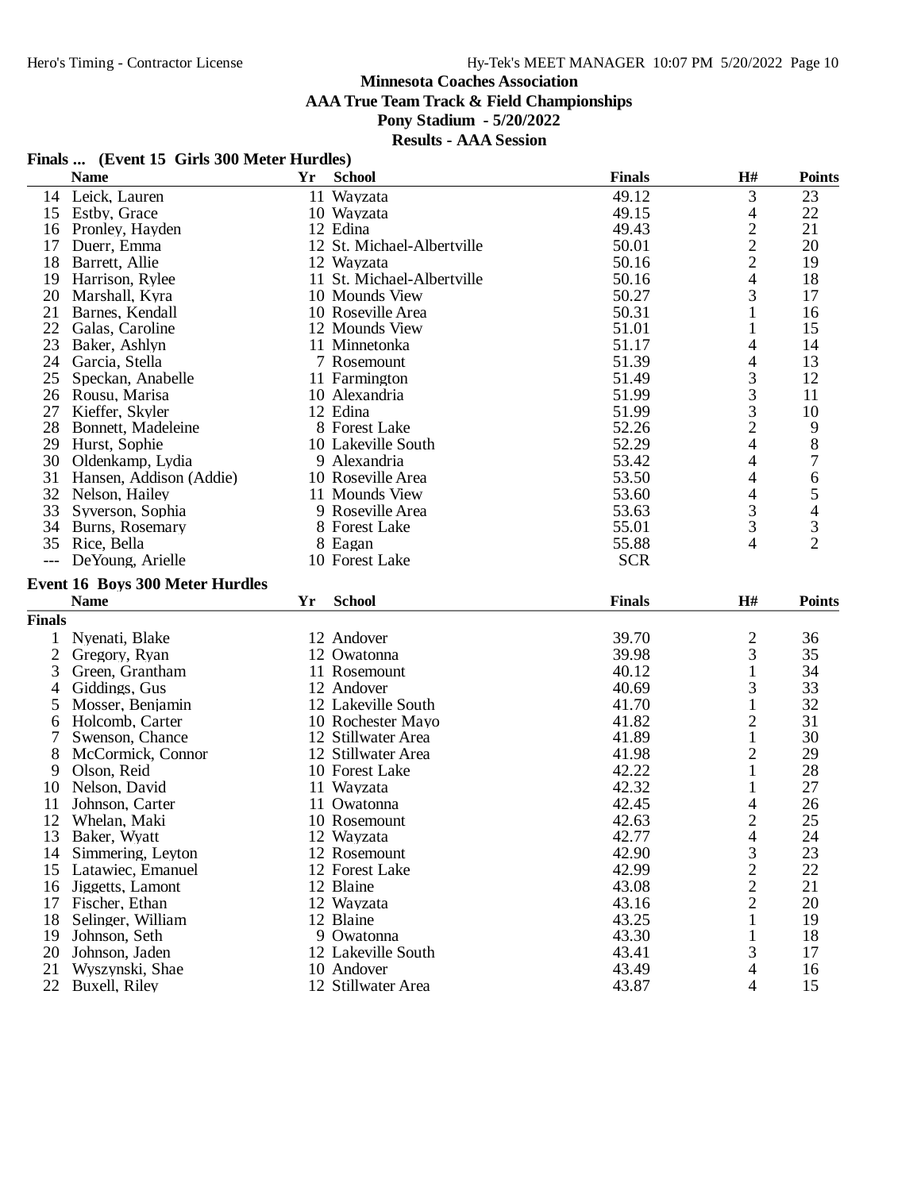Minnesota Coaches Association

AAA True Team Track & Field Championships

Pony Stadium - 5/20/2022

Results - AAA Session

**Finals ... (Event 15 Girls 300 Meter Hurdles)**

| | Name | Yr | School | Finals | H# | Points |
|---|---|---|---|---|---|---|
| 14 | Leick, Lauren | 11 | Wayzata | 49.12 | 3 | 23 |
| 15 | Estby, Grace | 10 | Wayzata | 49.15 | 4 | 22 |
| 16 | Pronley, Hayden | 12 | Edina | 49.43 | 2 | 21 |
| 17 | Duerr, Emma | 12 | St. Michael-Albertville | 50.01 | 2 | 20 |
| 18 | Barrett, Allie | 12 | Wayzata | 50.16 | 2 | 19 |
| 19 | Harrison, Rylee | 11 | St. Michael-Albertville | 50.16 | 4 | 18 |
| 20 | Marshall, Kyra | 10 | Mounds View | 50.27 | 3 | 17 |
| 21 | Barnes, Kendall | 10 | Roseville Area | 50.31 | 1 | 16 |
| 22 | Galas, Caroline | 12 | Mounds View | 51.01 | 1 | 15 |
| 23 | Baker, Ashlyn | 11 | Minnetonka | 51.17 | 4 | 14 |
| 24 | Garcia, Stella | 7 | Rosemount | 51.39 | 4 | 13 |
| 25 | Speckan, Anabelle | 11 | Farmington | 51.49 | 3 | 12 |
| 26 | Rousu, Marisa | 10 | Alexandria | 51.99 | 3 | 11 |
| 27 | Kieffer, Skyler | 12 | Edina | 51.99 | 3 | 10 |
| 28 | Bonnett, Madeleine | 8 | Forest Lake | 52.26 | 2 | 9 |
| 29 | Hurst, Sophie | 10 | Lakeville South | 52.29 | 4 | 8 |
| 30 | Oldenkamp, Lydia | 9 | Alexandria | 53.42 | 4 | 7 |
| 31 | Hansen, Addison (Addie) | 10 | Roseville Area | 53.50 | 4 | 6 |
| 32 | Nelson, Hailey | 11 | Mounds View | 53.60 | 4 | 5 |
| 33 | Syverson, Sophia | 9 | Roseville Area | 53.63 | 3 | 4 |
| 34 | Burns, Rosemary | 8 | Forest Lake | 55.01 | 3 | 3 |
| 35 | Rice, Bella | 8 | Eagan | 55.88 | 4 | 2 |
| --- | DeYoung, Arielle | 10 | Forest Lake | SCR | | |

**Event 16 Boys 300 Meter Hurdles**

| | Name | Yr | School | Finals | H# | Points |
|---|---|---|---|---|---|---|
| **Finals** | | | | | | |
| 1 | Nyenati, Blake | 12 | Andover | 39.70 | 2 | 36 |
| 2 | Gregory, Ryan | 12 | Owatonna | 39.98 | 3 | 35 |
| 3 | Green, Grantham | 11 | Rosemount | 40.12 | 1 | 34 |
| 4 | Giddings, Gus | 12 | Andover | 40.69 | 3 | 33 |
| 5 | Mosser, Benjamin | 12 | Lakeville South | 41.70 | 1 | 32 |
| 6 | Holcomb, Carter | 10 | Rochester Mayo | 41.82 | 2 | 31 |
| 7 | Swenson, Chance | 12 | Stillwater Area | 41.89 | 1 | 30 |
| 8 | McCormick, Connor | 12 | Stillwater Area | 41.98 | 2 | 29 |
| 9 | Olson, Reid | 10 | Forest Lake | 42.22 | 1 | 28 |
| 10 | Nelson, David | 11 | Wayzata | 42.32 | 1 | 27 |
| 11 | Johnson, Carter | 11 | Owatonna | 42.45 | 4 | 26 |
| 12 | Whelan, Maki | 10 | Rosemount | 42.63 | 2 | 25 |
| 13 | Baker, Wyatt | 12 | Wayzata | 42.77 | 4 | 24 |
| 14 | Simmering, Leyton | 12 | Rosemount | 42.90 | 3 | 23 |
| 15 | Latawiec, Emanuel | 12 | Forest Lake | 42.99 | 2 | 22 |
| 16 | Jiggetts, Lamont | 12 | Blaine | 43.08 | 2 | 21 |
| 17 | Fischer, Ethan | 12 | Wayzata | 43.16 | 2 | 20 |
| 18 | Selinger, William | 12 | Blaine | 43.25 | 1 | 19 |
| 19 | Johnson, Seth | 9 | Owatonna | 43.30 | 1 | 18 |
| 20 | Johnson, Jaden | 12 | Lakeville South | 43.41 | 3 | 17 |
| 21 | Wyszynski, Shae | 10 | Andover | 43.49 | 4 | 16 |
| 22 | Buxell, Riley | 12 | Stillwater Area | 43.87 | 4 | 15 |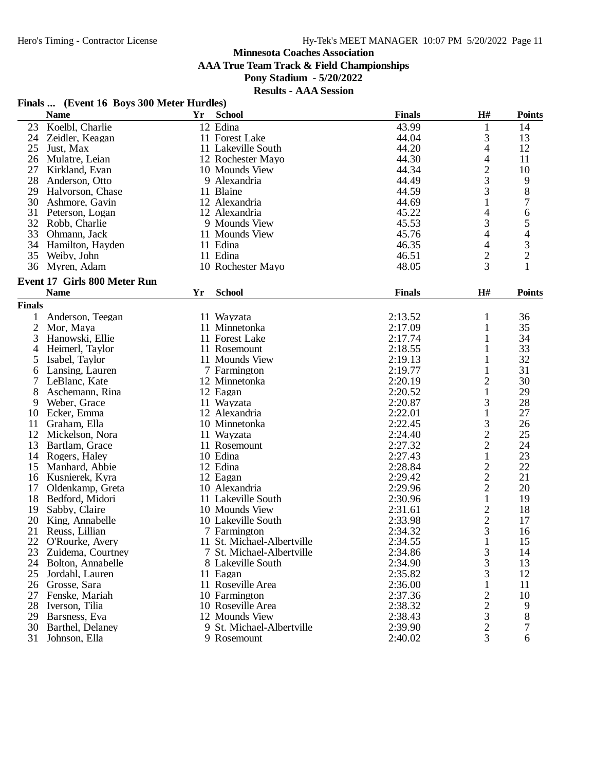## Minnesota Coaches Association

**AAA True Team Track & Field Championships**

**Pony Stadium - 5/20/2022**

**Results - AAA Session**

### Finals ... (Event 16 Boys 300 Meter Hurdles)

| | Name | Yr | School | Finals | H# | Points |
|---|---|---|---|---|---|---|
| 23 | Koelbl, Charlie | 12 | Edina | 43.99 | 1 | 14 |
| 24 | Zeidler, Keagan | 11 | Forest Lake | 44.04 | 3 | 13 |
| 25 | Just, Max | 11 | Lakeville South | 44.20 | 4 | 12 |
| 26 | Mulatre, Leian | 12 | Rochester Mayo | 44.30 | 4 | 11 |
| 27 | Kirkland, Evan | 10 | Mounds View | 44.34 | 2 | 10 |
| 28 | Anderson, Otto | 9 | Alexandria | 44.49 | 3 | 9 |
| 29 | Halvorson, Chase | 11 | Blaine | 44.59 | 3 | 8 |
| 30 | Ashmore, Gavin | 12 | Alexandria | 44.69 | 1 | 7 |
| 31 | Peterson, Logan | 12 | Alexandria | 45.22 | 4 | 6 |
| 32 | Robb, Charlie | 9 | Mounds View | 45.53 | 3 | 5 |
| 33 | Ohmann, Jack | 11 | Mounds View | 45.76 | 4 | 4 |
| 34 | Hamilton, Hayden | 11 | Edina | 46.35 | 4 | 3 |
| 35 | Weiby, John | 11 | Edina | 46.51 | 2 | 2 |
| 36 | Myren, Adam | 10 | Rochester Mayo | 48.05 | 3 | 1 |

### Event 17 Girls 800 Meter Run

**Finals**

| | Name | Yr | School | Finals | H# | Points |
|---|---|---|---|---|---|---|
| 1 | Anderson, Teegan | 11 | Wayzata | 2:13.52 | 1 | 36 |
| 2 | Mor, Maya | 11 | Minnetonka | 2:17.09 | 1 | 35 |
| 3 | Hanowski, Ellie | 11 | Forest Lake | 2:17.74 | 1 | 34 |
| 4 | Heimerl, Taylor | 11 | Rosemount | 2:18.55 | 1 | 33 |
| 5 | Isabel, Taylor | 11 | Mounds View | 2:19.13 | 1 | 32 |
| 6 | Lansing, Lauren | 7 | Farmington | 2:19.77 | 1 | 31 |
| 7 | LeBlanc, Kate | 12 | Minnetonka | 2:20.19 | 2 | 30 |
| 8 | Aschemann, Rina | 12 | Eagan | 2:20.52 | 1 | 29 |
| 9 | Weber, Grace | 11 | Wayzata | 2:20.87 | 3 | 28 |
| 10 | Ecker, Emma | 12 | Alexandria | 2:22.01 | 1 | 27 |
| 11 | Graham, Ella | 10 | Minnetonka | 2:22.45 | 3 | 26 |
| 12 | Mickelson, Nora | 11 | Wayzata | 2:24.40 | 2 | 25 |
| 13 | Bartlam, Grace | 11 | Rosemount | 2:27.32 | 2 | 24 |
| 14 | Rogers, Haley | 10 | Edina | 2:27.43 | 1 | 23 |
| 15 | Manhard, Abbie | 12 | Edina | 2:28.84 | 2 | 22 |
| 16 | Kusnierek, Kyra | 12 | Eagan | 2:29.42 | 2 | 21 |
| 17 | Oldenkamp, Greta | 10 | Alexandria | 2:29.96 | 2 | 20 |
| 18 | Bedford, Midori | 11 | Lakeville South | 2:30.96 | 1 | 19 |
| 19 | Sabby, Claire | 10 | Mounds View | 2:31.61 | 2 | 18 |
| 20 | King, Annabelle | 10 | Lakeville South | 2:33.98 | 2 | 17 |
| 21 | Reuss, Lillian | 7 | Farmington | 2:34.32 | 3 | 16 |
| 22 | O'Rourke, Avery | 11 | St. Michael-Albertville | 2:34.55 | 1 | 15 |
| 23 | Zuidema, Courtney | 7 | St. Michael-Albertville | 2:34.86 | 3 | 14 |
| 24 | Bolton, Annabelle | 8 | Lakeville South | 2:34.90 | 3 | 13 |
| 25 | Jordahl, Lauren | 11 | Eagan | 2:35.82 | 3 | 12 |
| 26 | Grosse, Sara | 11 | Roseville Area | 2:36.00 | 1 | 11 |
| 27 | Fenske, Mariah | 10 | Farmington | 2:37.36 | 2 | 10 |
| 28 | Iverson, Tilia | 10 | Roseville Area | 2:38.32 | 2 | 9 |
| 29 | Barsness, Eva | 12 | Mounds View | 2:38.43 | 3 | 8 |
| 30 | Barthel, Delaney | 9 | St. Michael-Albertville | 2:39.90 | 2 | 7 |
| 31 | Johnson, Ella | 9 | Rosemount | 2:40.02 | 3 | 6 |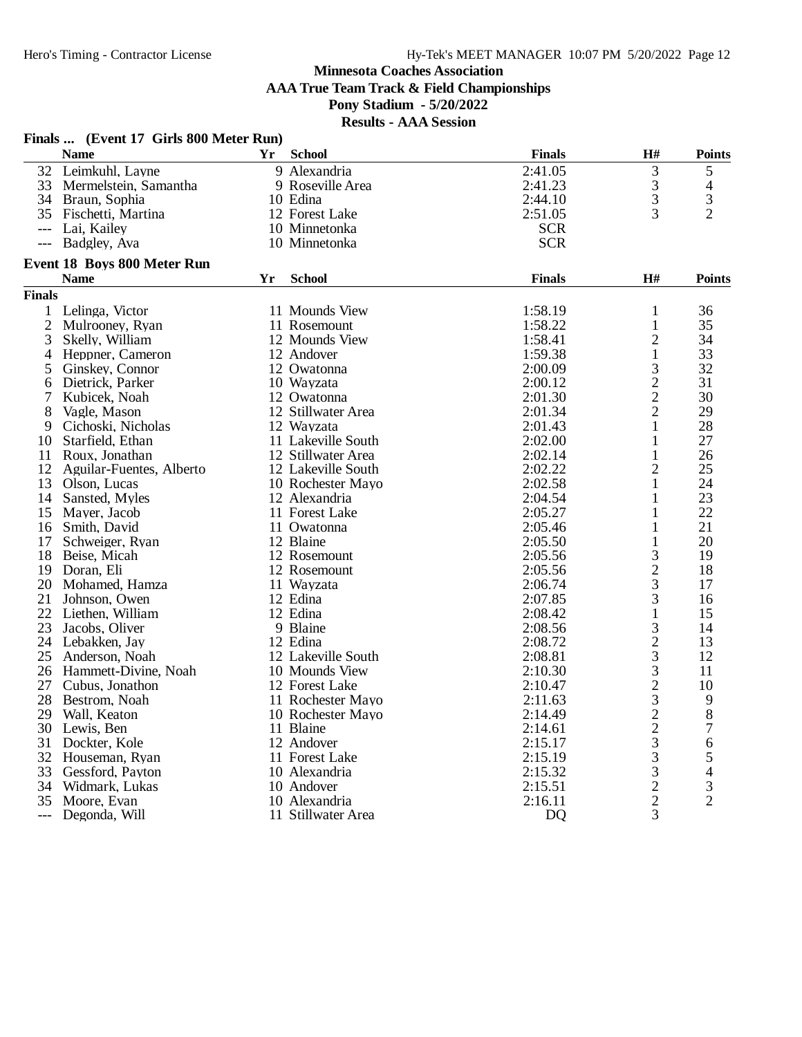Minnesota Coaches Association

AAA True Team Track & Field Championships

Pony Stadium - 5/20/2022

Results - AAA Session

## Finals ... (Event 17 Girls 800 Meter Run)

| | Name | Yr | School | Finals | H# | Points |
|---|---|---|---|---|---|---|
| 32 | Leimkuhl, Layne | 9 | Alexandria | 2:41.05 | 3 | 5 |
| 33 | Mermelstein, Samantha | 9 | Roseville Area | 2:41.23 | 3 | 4 |
| 34 | Braun, Sophia | 10 | Edina | 2:44.10 | 3 | 3 |
| 35 | Fischetti, Martina | 12 | Forest Lake | 2:51.05 | 3 | 2 |
| --- | Lai, Kailey | 10 | Minnetonka | SCR | | |
| --- | Badgley, Ava | 10 | Minnetonka | SCR | | |

## Event 18 Boys 800 Meter Run

| | Name | Yr | School | Finals | H# | Points |
|---|---|---|---|---|---|---|
| **Finals** | | | | | | |
| 1 | Lelinga, Victor | 11 | Mounds View | 1:58.19 | 1 | 36 |
| 2 | Mulrooney, Ryan | 11 | Rosemount | 1:58.22 | 1 | 35 |
| 3 | Skelly, William | 12 | Mounds View | 1:58.41 | 2 | 34 |
| 4 | Heppner, Cameron | 12 | Andover | 1:59.38 | 1 | 33 |
| 5 | Ginskey, Connor | 12 | Owatonna | 2:00.09 | 3 | 32 |
| 6 | Dietrick, Parker | 10 | Wayzata | 2:00.12 | 2 | 31 |
| 7 | Kubicek, Noah | 12 | Owatonna | 2:01.30 | 2 | 30 |
| 8 | Vagle, Mason | 12 | Stillwater Area | 2:01.34 | 2 | 29 |
| 9 | Cichoski, Nicholas | 12 | Wayzata | 2:01.43 | 1 | 28 |
| 10 | Starfield, Ethan | 11 | Lakeville South | 2:02.00 | 1 | 27 |
| 11 | Roux, Jonathan | 12 | Stillwater Area | 2:02.14 | 1 | 26 |
| 12 | Aguilar-Fuentes, Alberto | 12 | Lakeville South | 2:02.22 | 2 | 25 |
| 13 | Olson, Lucas | 10 | Rochester Mayo | 2:02.58 | 1 | 24 |
| 14 | Sansted, Myles | 12 | Alexandria | 2:04.54 | 1 | 23 |
| 15 | Mayer, Jacob | 11 | Forest Lake | 2:05.27 | 1 | 22 |
| 16 | Smith, David | 11 | Owatonna | 2:05.46 | 1 | 21 |
| 17 | Schweiger, Ryan | 12 | Blaine | 2:05.50 | 1 | 20 |
| 18 | Beise, Micah | 12 | Rosemount | 2:05.56 | 3 | 19 |
| 19 | Doran, Eli | 12 | Rosemount | 2:05.56 | 2 | 18 |
| 20 | Mohamed, Hamza | 11 | Wayzata | 2:06.74 | 3 | 17 |
| 21 | Johnson, Owen | 12 | Edina | 2:07.85 | 3 | 16 |
| 22 | Liethen, William | 12 | Edina | 2:08.42 | 1 | 15 |
| 23 | Jacobs, Oliver | 9 | Blaine | 2:08.56 | 3 | 14 |
| 24 | Lebakken, Jay | 12 | Edina | 2:08.72 | 2 | 13 |
| 25 | Anderson, Noah | 12 | Lakeville South | 2:08.81 | 3 | 12 |
| 26 | Hammett-Divine, Noah | 10 | Mounds View | 2:10.30 | 3 | 11 |
| 27 | Cubus, Jonathon | 12 | Forest Lake | 2:10.47 | 2 | 10 |
| 28 | Bestrom, Noah | 11 | Rochester Mayo | 2:11.63 | 3 | 9 |
| 29 | Wall, Keaton | 10 | Rochester Mayo | 2:14.49 | 2 | 8 |
| 30 | Lewis, Ben | 11 | Blaine | 2:14.61 | 2 | 7 |
| 31 | Dockter, Kole | 12 | Andover | 2:15.17 | 3 | 6 |
| 32 | Houseman, Ryan | 11 | Forest Lake | 2:15.19 | 3 | 5 |
| 33 | Gessford, Payton | 10 | Alexandria | 2:15.32 | 3 | 4 |
| 34 | Widmark, Lukas | 10 | Andover | 2:15.51 | 2 | 3 |
| 35 | Moore, Evan | 10 | Alexandria | 2:16.11 | 2 | 2 |
| --- | Degonda, Will | 11 | Stillwater Area | DQ | 3 | |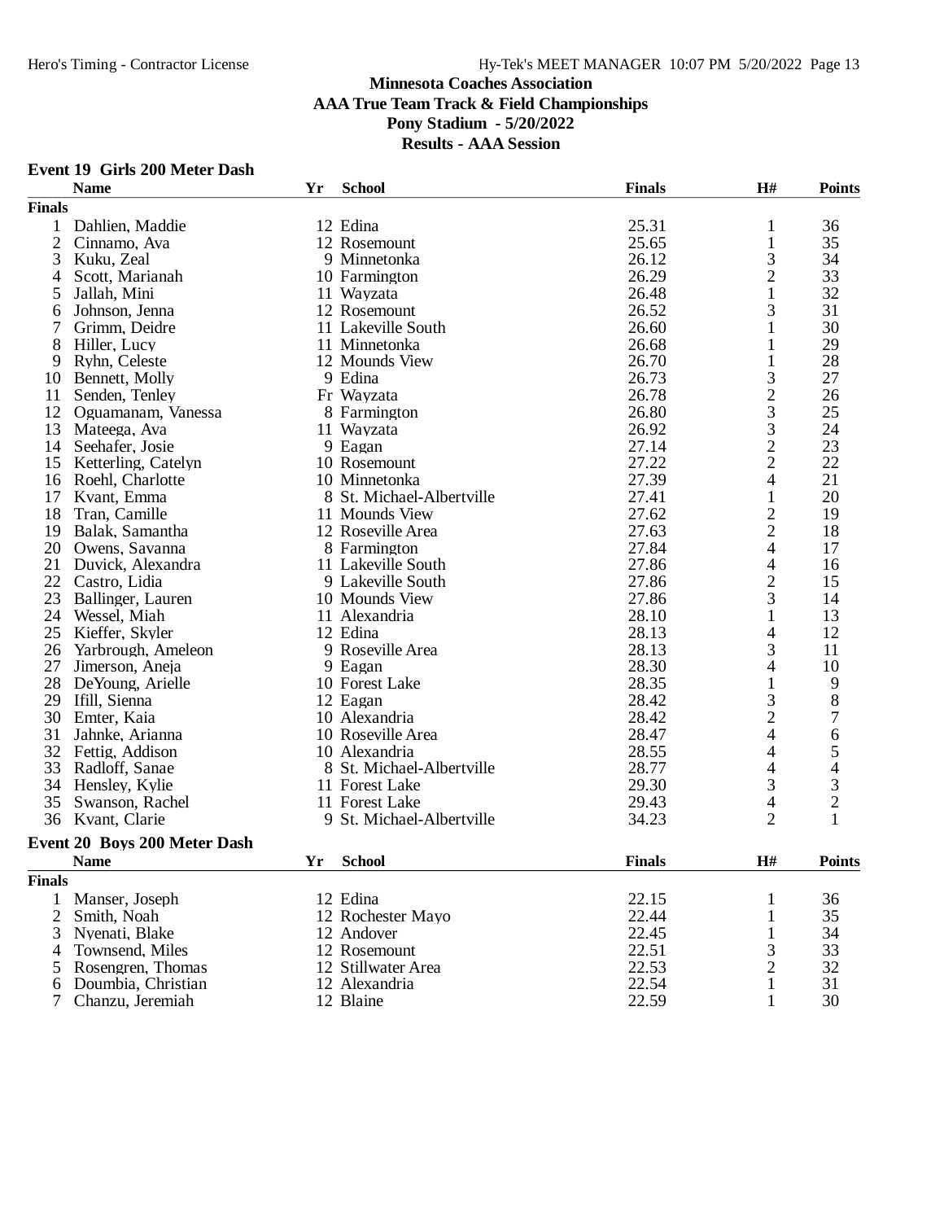# Minnesota Coaches Association
## AAA True Team Track & Field Championships
## Pony Stadium - 5/20/2022
## Results - AAA Session

### Event 19 Girls 200 Meter Dash

| | Name | Yr | School | Finals | H# | Points |
|---|---|---|---|---|---|---|
| **Finals** | | | | | | |
| 1 | Dahlien, Maddie | 12 | Edina | 25.31 | 1 | 36 |
| 2 | Cinnamo, Ava | 12 | Rosemount | 25.65 | 1 | 35 |
| 3 | Kuku, Zeal | 9 | Minnetonka | 26.12 | 3 | 34 |
| 4 | Scott, Marianah | 10 | Farmington | 26.29 | 2 | 33 |
| 5 | Jallah, Mini | 11 | Wayzata | 26.48 | 1 | 32 |
| 6 | Johnson, Jenna | 12 | Rosemount | 26.52 | 3 | 31 |
| 7 | Grimm, Deidre | 11 | Lakeville South | 26.60 | 1 | 30 |
| 8 | Hiller, Lucy | 11 | Minnetonka | 26.68 | 1 | 29 |
| 9 | Ryhn, Celeste | 12 | Mounds View | 26.70 | 1 | 28 |
| 10 | Bennett, Molly | 9 | Edina | 26.73 | 3 | 27 |
| 11 | Senden, Tenley | Fr | Wayzata | 26.78 | 2 | 26 |
| 12 | Oguamanam, Vanessa | 8 | Farmington | 26.80 | 3 | 25 |
| 13 | Mateega, Ava | 11 | Wayzata | 26.92 | 3 | 24 |
| 14 | Seehafer, Josie | 9 | Eagan | 27.14 | 2 | 23 |
| 15 | Ketterling, Catelyn | 10 | Rosemount | 27.22 | 2 | 22 |
| 16 | Roehl, Charlotte | 10 | Minnetonka | 27.39 | 4 | 21 |
| 17 | Kvant, Emma | 8 | St. Michael-Albertville | 27.41 | 1 | 20 |
| 18 | Tran, Camille | 11 | Mounds View | 27.62 | 2 | 19 |
| 19 | Balak, Samantha | 12 | Roseville Area | 27.63 | 2 | 18 |
| 20 | Owens, Savanna | 8 | Farmington | 27.84 | 4 | 17 |
| 21 | Duvick, Alexandra | 11 | Lakeville South | 27.86 | 4 | 16 |
| 22 | Castro, Lidia | 9 | Lakeville South | 27.86 | 2 | 15 |
| 23 | Ballinger, Lauren | 10 | Mounds View | 27.86 | 3 | 14 |
| 24 | Wessel, Miah | 11 | Alexandria | 28.10 | 1 | 13 |
| 25 | Kieffer, Skyler | 12 | Edina | 28.13 | 4 | 12 |
| 26 | Yarbrough, Ameleon | 9 | Roseville Area | 28.13 | 3 | 11 |
| 27 | Jimerson, Aneja | 9 | Eagan | 28.30 | 4 | 10 |
| 28 | DeYoung, Arielle | 10 | Forest Lake | 28.35 | 1 | 9 |
| 29 | Ifill, Sienna | 12 | Eagan | 28.42 | 3 | 8 |
| 30 | Emter, Kaia | 10 | Alexandria | 28.42 | 2 | 7 |
| 31 | Jahnke, Arianna | 10 | Roseville Area | 28.47 | 4 | 6 |
| 32 | Fettig, Addison | 10 | Alexandria | 28.55 | 4 | 5 |
| 33 | Radloff, Sanae | 8 | St. Michael-Albertville | 28.77 | 4 | 4 |
| 34 | Hensley, Kylie | 11 | Forest Lake | 29.30 | 3 | 3 |
| 35 | Swanson, Rachel | 11 | Forest Lake | 29.43 | 4 | 2 |
| 36 | Kvant, Clarie | 9 | St. Michael-Albertville | 34.23 | 2 | 1 |

### Event 20 Boys 200 Meter Dash

| | Name | Yr | School | Finals | H# | Points |
|---|---|---|---|---|---|---|
| **Finals** | | | | | | |
| 1 | Manser, Joseph | 12 | Edina | 22.15 | 1 | 36 |
| 2 | Smith, Noah | 12 | Rochester Mayo | 22.44 | 1 | 35 |
| 3 | Nyenati, Blake | 12 | Andover | 22.45 | 1 | 34 |
| 4 | Townsend, Miles | 12 | Rosemount | 22.51 | 3 | 33 |
| 5 | Rosengren, Thomas | 12 | Stillwater Area | 22.53 | 2 | 32 |
| 6 | Doumbia, Christian | 12 | Alexandria | 22.54 | 1 | 31 |
| 7 | Chanzu, Jeremiah | 12 | Blaine | 22.59 | 1 | 30 |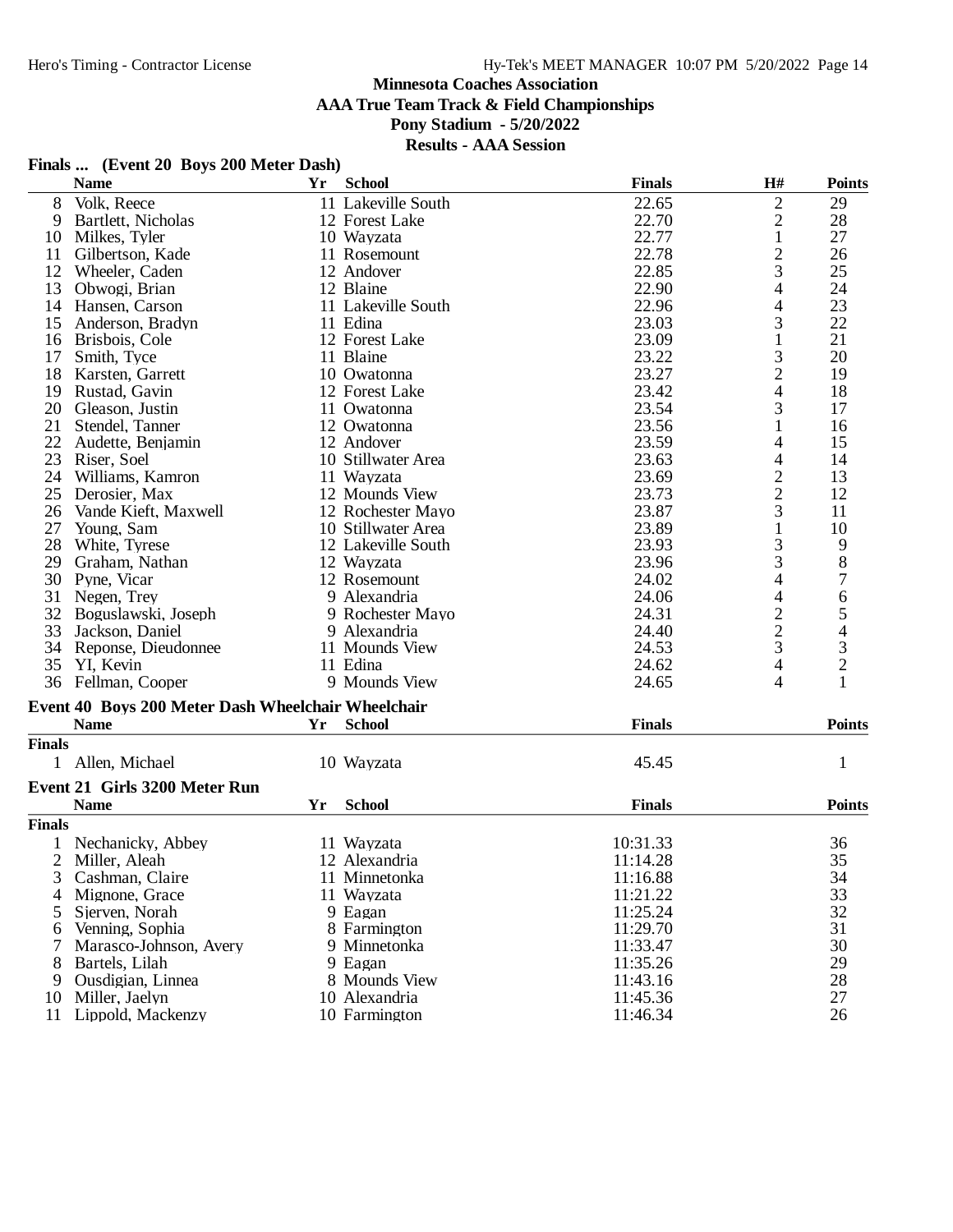# Minnesota Coaches Association

## AAA True Team Track & Field Championships

### Pony Stadium - 5/20/2022

### Results - AAA Session

**Finals ... (Event 20 Boys 200 Meter Dash)**

| | Name | Yr | School | Finals | H# | Points |
|---|---|---|---|---|---|---|
| 8 | Volk, Reece | 11 | Lakeville South | 22.65 | 2 | 29 |
| 9 | Bartlett, Nicholas | 12 | Forest Lake | 22.70 | 2 | 28 |
| 10 | Milkes, Tyler | 10 | Wayzata | 22.77 | 1 | 27 |
| 11 | Gilbertson, Kade | 11 | Rosemount | 22.78 | 2 | 26 |
| 12 | Wheeler, Caden | 12 | Andover | 22.85 | 3 | 25 |
| 13 | Obwogi, Brian | 12 | Blaine | 22.90 | 4 | 24 |
| 14 | Hansen, Carson | 11 | Lakeville South | 22.96 | 4 | 23 |
| 15 | Anderson, Bradyn | 11 | Edina | 23.03 | 3 | 22 |
| 16 | Brisbois, Cole | 12 | Forest Lake | 23.09 | 1 | 21 |
| 17 | Smith, Tyce | 11 | Blaine | 23.22 | 3 | 20 |
| 18 | Karsten, Garrett | 10 | Owatonna | 23.27 | 2 | 19 |
| 19 | Rustad, Gavin | 12 | Forest Lake | 23.42 | 4 | 18 |
| 20 | Gleason, Justin | 11 | Owatonna | 23.54 | 3 | 17 |
| 21 | Stendel, Tanner | 12 | Owatonna | 23.56 | 1 | 16 |
| 22 | Audette, Benjamin | 12 | Andover | 23.59 | 4 | 15 |
| 23 | Riser, Soel | 10 | Stillwater Area | 23.63 | 4 | 14 |
| 24 | Williams, Kamron | 11 | Wayzata | 23.69 | 2 | 13 |
| 25 | Derosier, Max | 12 | Mounds View | 23.73 | 2 | 12 |
| 26 | Vande Kieft, Maxwell | 12 | Rochester Mayo | 23.87 | 3 | 11 |
| 27 | Young, Sam | 10 | Stillwater Area | 23.89 | 1 | 10 |
| 28 | White, Tyrese | 12 | Lakeville South | 23.93 | 3 | 9 |
| 29 | Graham, Nathan | 12 | Wayzata | 23.96 | 3 | 8 |
| 30 | Pyne, Vicar | 12 | Rosemount | 24.02 | 4 | 7 |
| 31 | Negen, Trey | 9 | Alexandria | 24.06 | 4 | 6 |
| 32 | Boguslawski, Joseph | 9 | Rochester Mayo | 24.31 | 2 | 5 |
| 33 | Jackson, Daniel | 9 | Alexandria | 24.40 | 2 | 4 |
| 34 | Reponse, Dieudonnee | 11 | Mounds View | 24.53 | 3 | 3 |
| 35 | YI, Kevin | 11 | Edina | 24.62 | 4 | 2 |
| 36 | Fellman, Cooper | 9 | Mounds View | 24.65 | 4 | 1 |

**Event 40 Boys 200 Meter Dash Wheelchair Wheelchair**

| | Name | Yr | School | Finals | Points |
|---|---|---|---|---|---|
| **Finals** | | | | | |
| 1 | Allen, Michael | 10 | Wayzata | 45.45 | 1 |

**Event 21 Girls 3200 Meter Run**

| | Name | Yr | School | Finals | Points |
|---|---|---|---|---|---|
| **Finals** | | | | | |
| 1 | Nechanicky, Abbey | 11 | Wayzata | 10:31.33 | 36 |
| 2 | Miller, Aleah | 12 | Alexandria | 11:14.28 | 35 |
| 3 | Cashman, Claire | 11 | Minnetonka | 11:16.88 | 34 |
| 4 | Mignone, Grace | 11 | Wayzata | 11:21.22 | 33 |
| 5 | Sjerven, Norah | 9 | Eagan | 11:25.24 | 32 |
| 6 | Venning, Sophia | 8 | Farmington | 11:29.70 | 31 |
| 7 | Marasco-Johnson, Avery | 9 | Minnetonka | 11:33.47 | 30 |
| 8 | Bartels, Lilah | 9 | Eagan | 11:35.26 | 29 |
| 9 | Ousdigian, Linnea | 8 | Mounds View | 11:43.16 | 28 |
| 10 | Miller, Jaelyn | 10 | Alexandria | 11:45.36 | 27 |
| 11 | Lippold, Mackenzy | 10 | Farmington | 11:46.34 | 26 |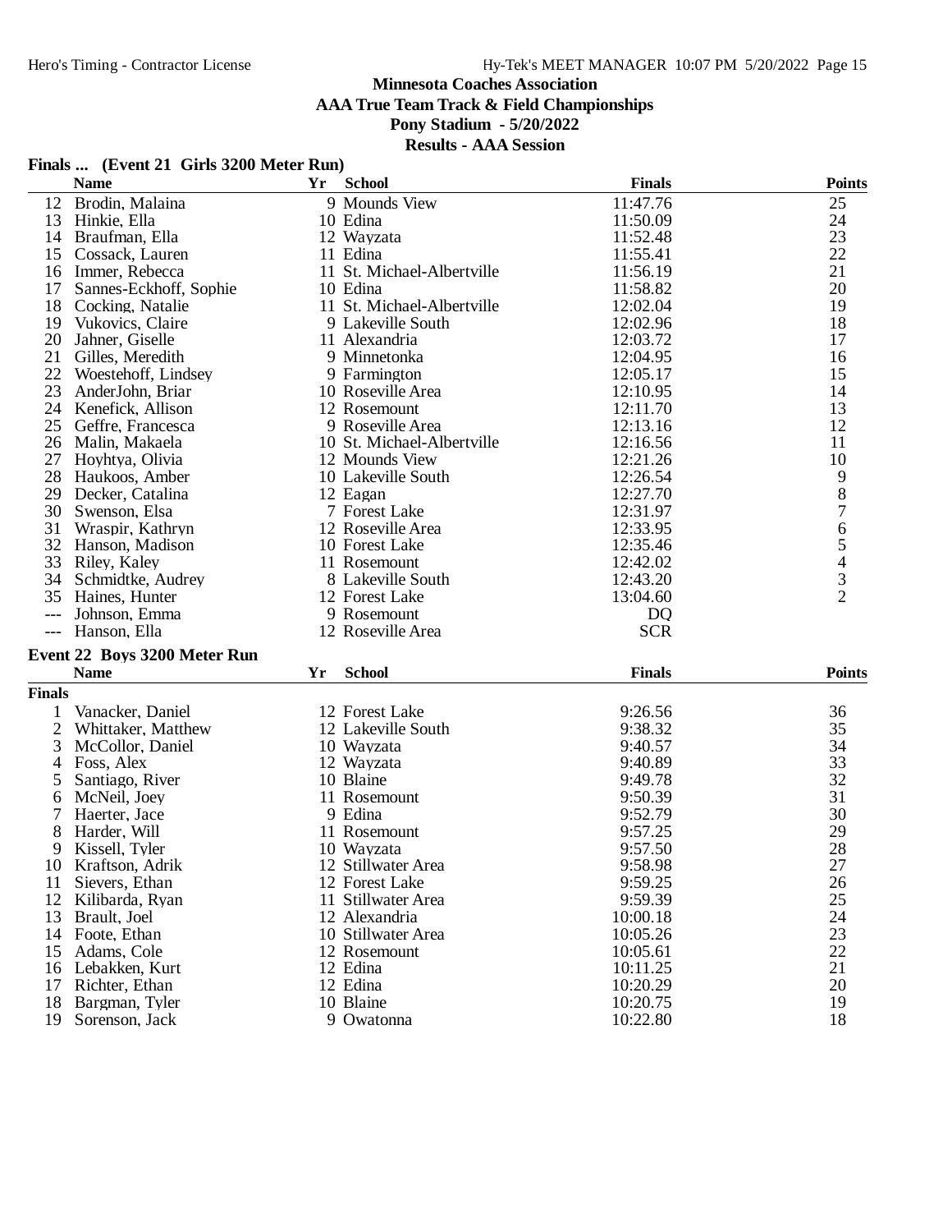# Minnesota Coaches Association
## AAA True Team Track & Field Championships
### Pony Stadium - 5/20/2022
### Results - AAA Session

**Finals ... (Event 21 Girls 3200 Meter Run)**

| | Name | Yr | School | Finals | Points |
|---|---|---|---|---|---|
| 12 | Brodin, Malaina | 9 | Mounds View | 11:47.76 | 25 |
| 13 | Hinkie, Ella | 10 | Edina | 11:50.09 | 24 |
| 14 | Braufman, Ella | 12 | Wayzata | 11:52.48 | 23 |
| 15 | Cossack, Lauren | 11 | Edina | 11:55.41 | 22 |
| 16 | Immer, Rebecca | 11 | St. Michael-Albertville | 11:56.19 | 21 |
| 17 | Sannes-Eckhoff, Sophie | 10 | Edina | 11:58.82 | 20 |
| 18 | Cocking, Natalie | 11 | St. Michael-Albertville | 12:02.04 | 19 |
| 19 | Vukovics, Claire | 9 | Lakeville South | 12:02.96 | 18 |
| 20 | Jahner, Giselle | 11 | Alexandria | 12:03.72 | 17 |
| 21 | Gilles, Meredith | 9 | Minnetonka | 12:04.95 | 16 |
| 22 | Woestehoff, Lindsey | 9 | Farmington | 12:05.17 | 15 |
| 23 | AnderJohn, Briar | 10 | Roseville Area | 12:10.95 | 14 |
| 24 | Kenefick, Allison | 12 | Rosemount | 12:11.70 | 13 |
| 25 | Geffre, Francesca | 9 | Roseville Area | 12:13.16 | 12 |
| 26 | Malin, Makaela | 10 | St. Michael-Albertville | 12:16.56 | 11 |
| 27 | Hoyhtya, Olivia | 12 | Mounds View | 12:21.26 | 10 |
| 28 | Haukoos, Amber | 10 | Lakeville South | 12:26.54 | 9 |
| 29 | Decker, Catalina | 12 | Eagan | 12:27.70 | 8 |
| 30 | Swenson, Elsa | 7 | Forest Lake | 12:31.97 | 7 |
| 31 | Wraspir, Kathryn | 12 | Roseville Area | 12:33.95 | 6 |
| 32 | Hanson, Madison | 10 | Forest Lake | 12:35.46 | 5 |
| 33 | Riley, Kaley | 11 | Rosemount | 12:42.02 | 4 |
| 34 | Schmidtke, Audrey | 8 | Lakeville South | 12:43.20 | 3 |
| 35 | Haines, Hunter | 12 | Forest Lake | 13:04.60 | 2 |
| --- | Johnson, Emma | 9 | Rosemount | DQ | |
| --- | Hanson, Ella | 12 | Roseville Area | SCR | |

**Event 22 Boys 3200 Meter Run**

| | Name | Yr | School | Finals | Points |
|---|---|---|---|---|---|
| **Finals** | | | | | |
| 1 | Vanacker, Daniel | 12 | Forest Lake | 9:26.56 | 36 |
| 2 | Whittaker, Matthew | 12 | Lakeville South | 9:38.32 | 35 |
| 3 | McCollor, Daniel | 10 | Wayzata | 9:40.57 | 34 |
| 4 | Foss, Alex | 12 | Wayzata | 9:40.89 | 33 |
| 5 | Santiago, River | 10 | Blaine | 9:49.78 | 32 |
| 6 | McNeil, Joey | 11 | Rosemount | 9:50.39 | 31 |
| 7 | Haerter, Jace | 9 | Edina | 9:52.79 | 30 |
| 8 | Harder, Will | 11 | Rosemount | 9:57.25 | 29 |
| 9 | Kissell, Tyler | 10 | Wayzata | 9:57.50 | 28 |
| 10 | Kraftson, Adrik | 12 | Stillwater Area | 9:58.98 | 27 |
| 11 | Sievers, Ethan | 12 | Forest Lake | 9:59.25 | 26 |
| 12 | Kilibarda, Ryan | 11 | Stillwater Area | 9:59.39 | 25 |
| 13 | Brault, Joel | 12 | Alexandria | 10:00.18 | 24 |
| 14 | Foote, Ethan | 10 | Stillwater Area | 10:05.26 | 23 |
| 15 | Adams, Cole | 12 | Rosemount | 10:05.61 | 22 |
| 16 | Lebakken, Kurt | 12 | Edina | 10:11.25 | 21 |
| 17 | Richter, Ethan | 12 | Edina | 10:20.29 | 20 |
| 18 | Bargman, Tyler | 10 | Blaine | 10:20.75 | 19 |
| 19 | Sorenson, Jack | 9 | Owatonna | 10:22.80 | 18 |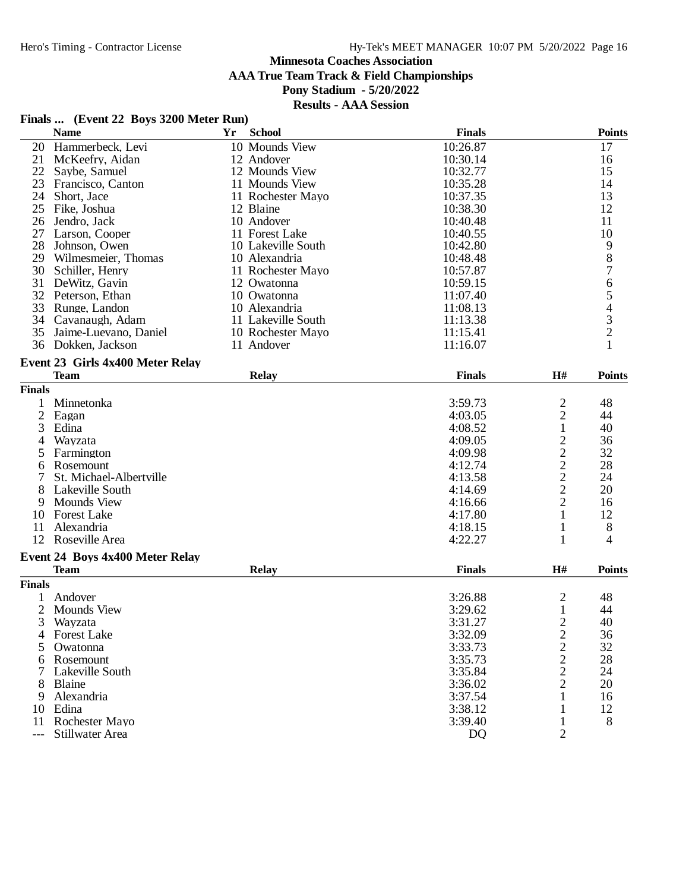# Minnesota Coaches Association

## AAA True Team Track & Field Championships

### Pony Stadium - 5/20/2022

### Results - AAA Session

**Finals ... (Event 22 Boys 3200 Meter Run)**

| | Name | Yr | School | Finals | Points |
|---|---|---|---|---|---|
| 20 | Hammerbeck, Levi | 10 | Mounds View | 10:26.87 | 17 |
| 21 | McKeefry, Aidan | 12 | Andover | 10:30.14 | 16 |
| 22 | Saybe, Samuel | 12 | Mounds View | 10:32.77 | 15 |
| 23 | Francisco, Canton | 11 | Mounds View | 10:35.28 | 14 |
| 24 | Short, Jace | 11 | Rochester Mayo | 10:37.35 | 13 |
| 25 | Fike, Joshua | 12 | Blaine | 10:38.30 | 12 |
| 26 | Jendro, Jack | 10 | Andover | 10:40.48 | 11 |
| 27 | Larson, Cooper | 11 | Forest Lake | 10:40.55 | 10 |
| 28 | Johnson, Owen | 10 | Lakeville South | 10:42.80 | 9 |
| 29 | Wilmesmeier, Thomas | 10 | Alexandria | 10:48.48 | 8 |
| 30 | Schiller, Henry | 11 | Rochester Mayo | 10:57.87 | 7 |
| 31 | DeWitz, Gavin | 12 | Owatonna | 10:59.15 | 6 |
| 32 | Peterson, Ethan | 10 | Owatonna | 11:07.40 | 5 |
| 33 | Runge, Landon | 10 | Alexandria | 11:08.13 | 4 |
| 34 | Cavanaugh, Adam | 11 | Lakeville South | 11:13.38 | 3 |
| 35 | Jaime-Luevano, Daniel | 10 | Rochester Mayo | 11:15.41 | 2 |
| 36 | Dokken, Jackson | 11 | Andover | 11:16.07 | 1 |

**Event 23 Girls 4x400 Meter Relay**

| | Team | Relay | Finals | H# | Points |
|---|---|---|---|---|---|
| **Finals** | | | | | |
| 1 | Minnetonka | | 3:59.73 | 2 | 48 |
| 2 | Eagan | | 4:03.05 | 2 | 44 |
| 3 | Edina | | 4:08.52 | 1 | 40 |
| 4 | Wayzata | | 4:09.05 | 2 | 36 |
| 5 | Farmington | | 4:09.98 | 2 | 32 |
| 6 | Rosemount | | 4:12.74 | 2 | 28 |
| 7 | St. Michael-Albertville | | 4:13.58 | 2 | 24 |
| 8 | Lakeville South | | 4:14.69 | 2 | 20 |
| 9 | Mounds View | | 4:16.66 | 2 | 16 |
| 10 | Forest Lake | | 4:17.80 | 1 | 12 |
| 11 | Alexandria | | 4:18.15 | 1 | 8 |
| 12 | Roseville Area | | 4:22.27 | 1 | 4 |

**Event 24 Boys 4x400 Meter Relay**

| | Team | Relay | Finals | H# | Points |
|---|---|---|---|---|---|
| **Finals** | | | | | |
| 1 | Andover | | 3:26.88 | 2 | 48 |
| 2 | Mounds View | | 3:29.62 | 1 | 44 |
| 3 | Wayzata | | 3:31.27 | 2 | 40 |
| 4 | Forest Lake | | 3:32.09 | 2 | 36 |
| 5 | Owatonna | | 3:33.73 | 2 | 32 |
| 6 | Rosemount | | 3:35.73 | 2 | 28 |
| 7 | Lakeville South | | 3:35.84 | 2 | 24 |
| 8 | Blaine | | 3:36.02 | 2 | 20 |
| 9 | Alexandria | | 3:37.54 | 1 | 16 |
| 10 | Edina | | 3:38.12 | 1 | 12 |
| 11 | Rochester Mayo | | 3:39.40 | 1 | 8 |
| --- | Stillwater Area | | DQ | 2 | |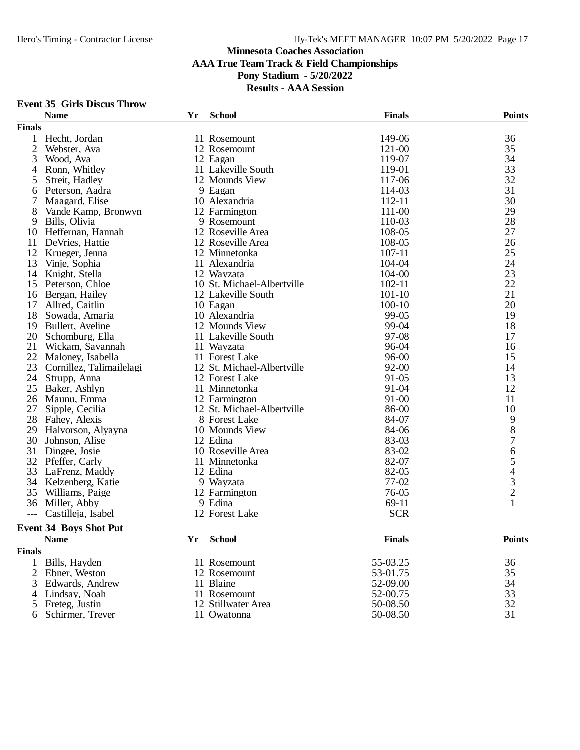Hero's Timing - Contractor License

Hy-Tek's MEET MANAGER 10:07 PM 5/20/2022 Page 17

## Minnesota Coaches Association
## AAA True Team Track & Field Championships
## Pony Stadium - 5/20/2022
## Results - AAA Session

### Event 35 Girls Discus Throw

| | Name | Yr | School | Finals | Points |
|---|---|---|---|---|---|
| **Finals** | | | | | |
| 1 | Hecht, Jordan | 11 | Rosemount | 149-06 | 36 |
| 2 | Webster, Ava | 12 | Rosemount | 121-00 | 35 |
| 3 | Wood, Ava | 12 | Eagan | 119-07 | 34 |
| 4 | Ronn, Whitley | 11 | Lakeville South | 119-01 | 33 |
| 5 | Streit, Hadley | 12 | Mounds View | 117-06 | 32 |
| 6 | Peterson, Aadra | 9 | Eagan | 114-03 | 31 |
| 7 | Maagard, Elise | 10 | Alexandria | 112-11 | 30 |
| 8 | Vande Kamp, Bronwyn | 12 | Farmington | 111-00 | 29 |
| 9 | Bills, Olivia | 9 | Rosemount | 110-03 | 28 |
| 10 | Heffernan, Hannah | 12 | Roseville Area | 108-05 | 27 |
| 11 | DeVries, Hattie | 12 | Roseville Area | 108-05 | 26 |
| 12 | Krueger, Jenna | 12 | Minnetonka | 107-11 | 25 |
| 13 | Vinje, Sophia | 11 | Alexandria | 104-04 | 24 |
| 14 | Knight, Stella | 12 | Wayzata | 104-00 | 23 |
| 15 | Peterson, Chloe | 10 | St. Michael-Albertville | 102-11 | 22 |
| 16 | Bergan, Hailey | 12 | Lakeville South | 101-10 | 21 |
| 17 | Allred, Caitlin | 10 | Eagan | 100-10 | 20 |
| 18 | Sowada, Amaria | 10 | Alexandria | 99-05 | 19 |
| 19 | Bullert, Aveline | 12 | Mounds View | 99-04 | 18 |
| 20 | Schomburg, Ella | 11 | Lakeville South | 97-08 | 17 |
| 21 | Wickam, Savannah | 11 | Wayzata | 96-04 | 16 |
| 22 | Maloney, Isabella | 11 | Forest Lake | 96-00 | 15 |
| 23 | Cornillez, Talimailelagi | 12 | St. Michael-Albertville | 92-00 | 14 |
| 24 | Strupp, Anna | 12 | Forest Lake | 91-05 | 13 |
| 25 | Baker, Ashlyn | 11 | Minnetonka | 91-04 | 12 |
| 26 | Maunu, Emma | 12 | Farmington | 91-00 | 11 |
| 27 | Sipple, Cecilia | 12 | St. Michael-Albertville | 86-00 | 10 |
| 28 | Fahey, Alexis | 8 | Forest Lake | 84-07 | 9 |
| 29 | Halvorson, Alyayna | 10 | Mounds View | 84-06 | 8 |
| 30 | Johnson, Alise | 12 | Edina | 83-03 | 7 |
| 31 | Dingee, Josie | 10 | Roseville Area | 83-02 | 6 |
| 32 | Pfeffer, Carly | 11 | Minnetonka | 82-07 | 5 |
| 33 | LaFrenz, Maddy | 12 | Edina | 82-05 | 4 |
| 34 | Kelzenberg, Katie | 9 | Wayzata | 77-02 | 3 |
| 35 | Williams, Paige | 12 | Farmington | 76-05 | 2 |
| 36 | Miller, Abby | 9 | Edina | 69-11 | 1 |
| --- | Castilleja, Isabel | 12 | Forest Lake | SCR | |

### Event 34 Boys Shot Put

| | Name | Yr | School | Finals | Points |
|---|---|---|---|---|---|
| **Finals** | | | | | |
| 1 | Bills, Hayden | 11 | Rosemount | 55-03.25 | 36 |
| 2 | Ebner, Weston | 12 | Rosemount | 53-01.75 | 35 |
| 3 | Edwards, Andrew | 11 | Blaine | 52-09.00 | 34 |
| 4 | Lindsay, Noah | 11 | Rosemount | 52-00.75 | 33 |
| 5 | Freteg, Justin | 12 | Stillwater Area | 50-08.50 | 32 |
| 6 | Schirmer, Trever | 11 | Owatonna | 50-08.50 | 31 |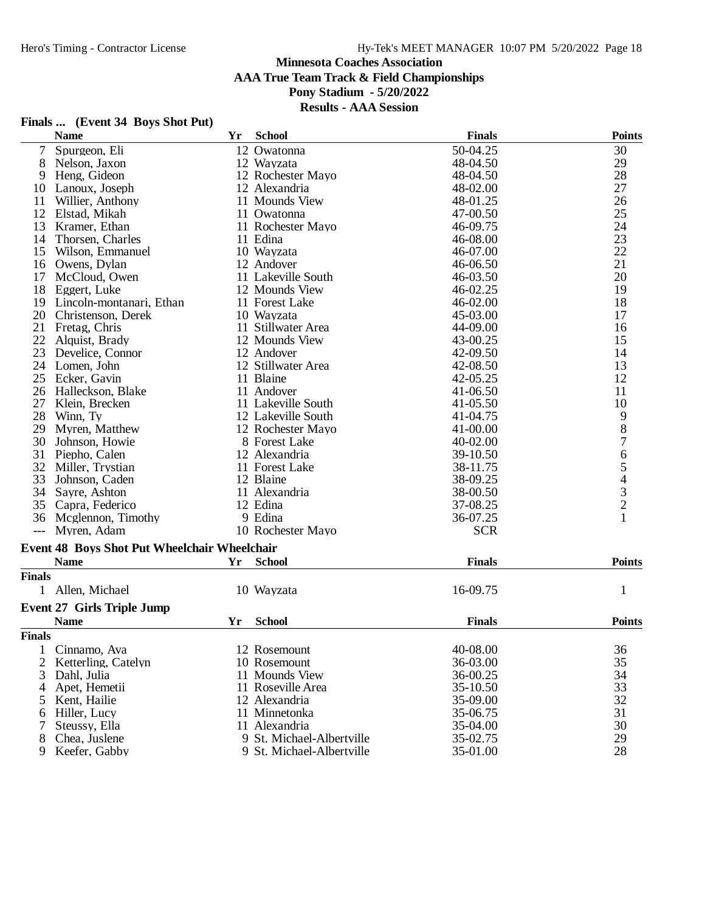## Minnesota Coaches Association
### AAA True Team Track & Field Championships
### Pony Stadium - 5/20/2022
### Results - AAA Session

**Finals ... (Event 34 Boys Shot Put)**

| | Name | Yr | School | Finals | Points |
|---|---|---|---|---|---|
| 7 | Spurgeon, Eli | 12 | Owatonna | 50-04.25 | 30 |
| 8 | Nelson, Jaxon | 12 | Wayzata | 48-04.50 | 29 |
| 9 | Heng, Gideon | 12 | Rochester Mayo | 48-04.50 | 28 |
| 10 | Lanoux, Joseph | 12 | Alexandria | 48-02.00 | 27 |
| 11 | Willier, Anthony | 11 | Mounds View | 48-01.25 | 26 |
| 12 | Elstad, Mikah | 11 | Owatonna | 47-00.50 | 25 |
| 13 | Kramer, Ethan | 11 | Rochester Mayo | 46-09.75 | 24 |
| 14 | Thorsen, Charles | 11 | Edina | 46-08.00 | 23 |
| 15 | Wilson, Emmanuel | 10 | Wayzata | 46-07.00 | 22 |
| 16 | Owens, Dylan | 12 | Andover | 46-06.50 | 21 |
| 17 | McCloud, Owen | 11 | Lakeville South | 46-03.50 | 20 |
| 18 | Eggert, Luke | 12 | Mounds View | 46-02.25 | 19 |
| 19 | Lincoln-montanari, Ethan | 11 | Forest Lake | 46-02.00 | 18 |
| 20 | Christenson, Derek | 10 | Wayzata | 45-03.00 | 17 |
| 21 | Fretag, Chris | 11 | Stillwater Area | 44-09.00 | 16 |
| 22 | Alquist, Brady | 12 | Mounds View | 43-00.25 | 15 |
| 23 | Develice, Connor | 12 | Andover | 42-09.50 | 14 |
| 24 | Lomen, John | 12 | Stillwater Area | 42-08.50 | 13 |
| 25 | Ecker, Gavin | 11 | Blaine | 42-05.25 | 12 |
| 26 | Halleckson, Blake | 11 | Andover | 41-06.50 | 11 |
| 27 | Klein, Brecken | 11 | Lakeville South | 41-05.50 | 10 |
| 28 | Winn, Ty | 12 | Lakeville South | 41-04.75 | 9 |
| 29 | Myren, Matthew | 12 | Rochester Mayo | 41-00.00 | 8 |
| 30 | Johnson, Howie | 8 | Forest Lake | 40-02.00 | 7 |
| 31 | Piepho, Calen | 12 | Alexandria | 39-10.50 | 6 |
| 32 | Miller, Trystian | 11 | Forest Lake | 38-11.75 | 5 |
| 33 | Johnson, Caden | 12 | Blaine | 38-09.25 | 4 |
| 34 | Sayre, Ashton | 11 | Alexandria | 38-00.50 | 3 |
| 35 | Capra, Federico | 12 | Edina | 37-08.25 | 2 |
| 36 | Mcglennon, Timothy | 9 | Edina | 36-07.25 | 1 |
| --- | Myren, Adam | 10 | Rochester Mayo | SCR | |

**Event 48 Boys Shot Put Wheelchair Wheelchair**

| | Name | Yr | School | Finals | Points |
|---|---|---|---|---|---|
| **Finals** | | | | | |
| 1 | Allen, Michael | 10 | Wayzata | 16-09.75 | 1 |

**Event 27 Girls Triple Jump**

| | Name | Yr | School | Finals | Points |
|---|---|---|---|---|---|
| **Finals** | | | | | |
| 1 | Cinnamo, Ava | 12 | Rosemount | 40-08.00 | 36 |
| 2 | Ketterling, Catelyn | 10 | Rosemount | 36-03.00 | 35 |
| 3 | Dahl, Julia | 11 | Mounds View | 36-00.25 | 34 |
| 4 | Apet, Hemetii | 11 | Roseville Area | 35-10.50 | 33 |
| 5 | Kent, Hailie | 12 | Alexandria | 35-09.00 | 32 |
| 6 | Hiller, Lucy | 11 | Minnetonka | 35-06.75 | 31 |
| 7 | Steussy, Ella | 11 | Alexandria | 35-04.00 | 30 |
| 8 | Chea, Juslene | 9 | St. Michael-Albertville | 35-02.75 | 29 |
| 9 | Keefer, Gabby | 9 | St. Michael-Albertville | 35-01.00 | 28 |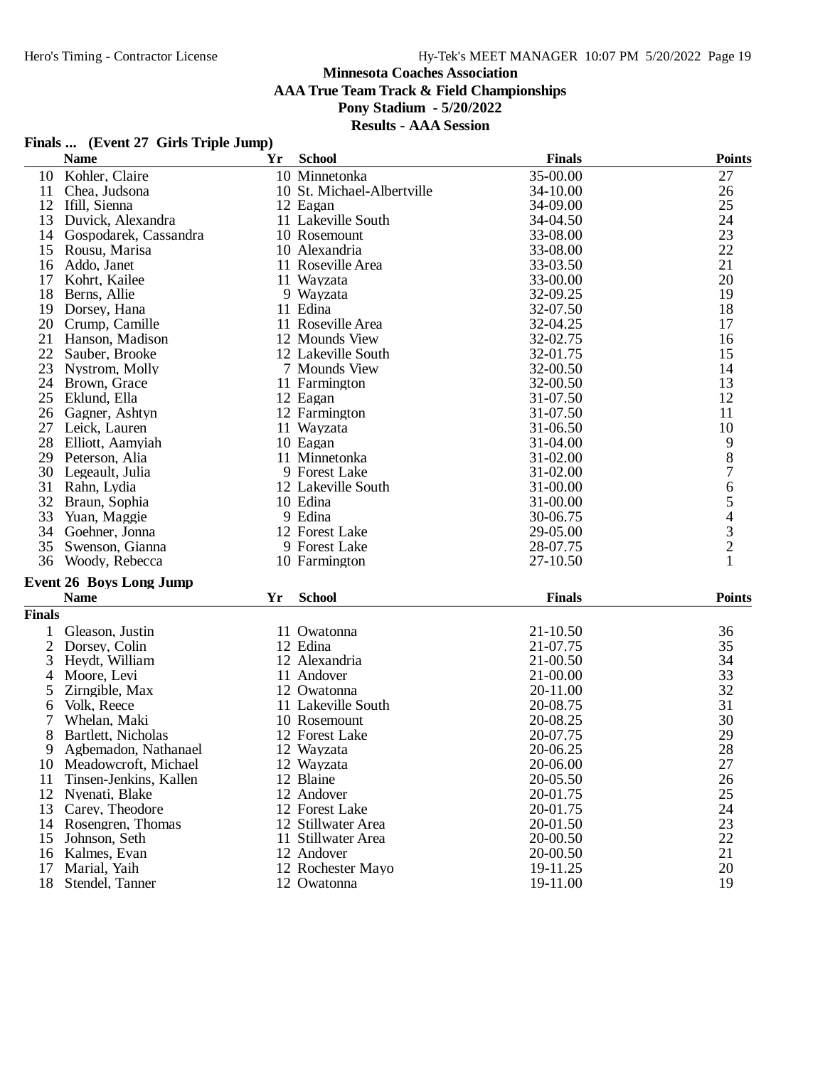Minnesota Coaches Association

AAA True Team Track & Field Championships

Pony Stadium - 5/20/2022

Results - AAA Session

## Finals ... (Event 27 Girls Triple Jump)

| | Name | Yr | School | Finals | Points |
|---|---|---|---|---|---|
| 10 | Kohler, Claire | 10 | Minnetonka | 35-00.00 | 27 |
| 11 | Chea, Judsona | 10 | St. Michael-Albertville | 34-10.00 | 26 |
| 12 | Ifill, Sienna | 12 | Eagan | 34-09.00 | 25 |
| 13 | Duvick, Alexandra | 11 | Lakeville South | 34-04.50 | 24 |
| 14 | Gospodarek, Cassandra | 10 | Rosemount | 33-08.00 | 23 |
| 15 | Rousu, Marisa | 10 | Alexandria | 33-08.00 | 22 |
| 16 | Addo, Janet | 11 | Roseville Area | 33-03.50 | 21 |
| 17 | Kohrt, Kailee | 11 | Wayzata | 33-00.00 | 20 |
| 18 | Berns, Allie | 9 | Wayzata | 32-09.25 | 19 |
| 19 | Dorsey, Hana | 11 | Edina | 32-07.50 | 18 |
| 20 | Crump, Camille | 11 | Roseville Area | 32-04.25 | 17 |
| 21 | Hanson, Madison | 12 | Mounds View | 32-02.75 | 16 |
| 22 | Sauber, Brooke | 12 | Lakeville South | 32-01.75 | 15 |
| 23 | Nystrom, Molly | 7 | Mounds View | 32-00.50 | 14 |
| 24 | Brown, Grace | 11 | Farmington | 32-00.50 | 13 |
| 25 | Eklund, Ella | 12 | Eagan | 31-07.50 | 12 |
| 26 | Gagner, Ashtyn | 12 | Farmington | 31-07.50 | 11 |
| 27 | Leick, Lauren | 11 | Wayzata | 31-06.50 | 10 |
| 28 | Elliott, Aamyiah | 10 | Eagan | 31-04.00 | 9 |
| 29 | Peterson, Alia | 11 | Minnetonka | 31-02.00 | 8 |
| 30 | Legeault, Julia | 9 | Forest Lake | 31-02.00 | 7 |
| 31 | Rahn, Lydia | 12 | Lakeville South | 31-00.00 | 6 |
| 32 | Braun, Sophia | 10 | Edina | 31-00.00 | 5 |
| 33 | Yuan, Maggie | 9 | Edina | 30-06.75 | 4 |
| 34 | Goehner, Jonna | 12 | Forest Lake | 29-05.00 | 3 |
| 35 | Swenson, Gianna | 9 | Forest Lake | 28-07.75 | 2 |
| 36 | Woody, Rebecca | 10 | Farmington | 27-10.50 | 1 |

## Event 26 Boys Long Jump

**Finals**

| | Name | Yr | School | Finals | Points |
|---|---|---|---|---|---|
| 1 | Gleason, Justin | 11 | Owatonna | 21-10.50 | 36 |
| 2 | Dorsey, Colin | 12 | Edina | 21-07.75 | 35 |
| 3 | Heydt, William | 12 | Alexandria | 21-00.50 | 34 |
| 4 | Moore, Levi | 11 | Andover | 21-00.00 | 33 |
| 5 | Zirngible, Max | 12 | Owatonna | 20-11.00 | 32 |
| 6 | Volk, Reece | 11 | Lakeville South | 20-08.75 | 31 |
| 7 | Whelan, Maki | 10 | Rosemount | 20-08.25 | 30 |
| 8 | Bartlett, Nicholas | 12 | Forest Lake | 20-07.75 | 29 |
| 9 | Agbemadon, Nathanael | 12 | Wayzata | 20-06.25 | 28 |
| 10 | Meadowcroft, Michael | 12 | Wayzata | 20-06.00 | 27 |
| 11 | Tinsen-Jenkins, Kallen | 12 | Blaine | 20-05.50 | 26 |
| 12 | Nyenati, Blake | 12 | Andover | 20-01.75 | 25 |
| 13 | Carey, Theodore | 12 | Forest Lake | 20-01.75 | 24 |
| 14 | Rosengren, Thomas | 12 | Stillwater Area | 20-01.50 | 23 |
| 15 | Johnson, Seth | 11 | Stillwater Area | 20-00.50 | 22 |
| 16 | Kalmes, Evan | 12 | Andover | 20-00.50 | 21 |
| 17 | Marial, Yaih | 12 | Rochester Mayo | 19-11.25 | 20 |
| 18 | Stendel, Tanner | 12 | Owatonna | 19-11.00 | 19 |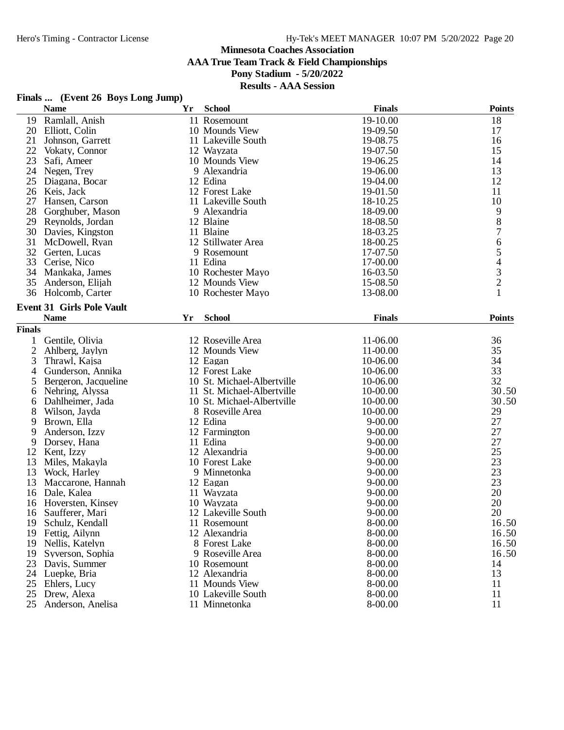# Minnesota Coaches Association
## AAA True Team Track & Field Championships
### Pony Stadium - 5/20/2022
### Results - AAA Session

**Finals ... (Event 26 Boys Long Jump)**

| | Name | Yr | School | Finals | Points |
|---|---|---|---|---|---|
| 19 | Ramlall, Anish | 11 | Rosemount | 19-10.00 | 18 |
| 20 | Elliott, Colin | 10 | Mounds View | 19-09.50 | 17 |
| 21 | Johnson, Garrett | 11 | Lakeville South | 19-08.75 | 16 |
| 22 | Vokaty, Connor | 12 | Wayzata | 19-07.50 | 15 |
| 23 | Safi, Ameer | 10 | Mounds View | 19-06.25 | 14 |
| 24 | Negen, Trey | 9 | Alexandria | 19-06.00 | 13 |
| 25 | Diagana, Bocar | 12 | Edina | 19-04.00 | 12 |
| 26 | Keis, Jack | 12 | Forest Lake | 19-01.50 | 11 |
| 27 | Hansen, Carson | 11 | Lakeville South | 18-10.25 | 10 |
| 28 | Gorghuber, Mason | 9 | Alexandria | 18-09.00 | 9 |
| 29 | Reynolds, Jordan | 12 | Blaine | 18-08.50 | 8 |
| 30 | Davies, Kingston | 11 | Blaine | 18-03.25 | 7 |
| 31 | McDowell, Ryan | 12 | Stillwater Area | 18-00.25 | 6 |
| 32 | Gerten, Lucas | 9 | Rosemount | 17-07.50 | 5 |
| 33 | Cerise, Nico | 11 | Edina | 17-00.00 | 4 |
| 34 | Mankaka, James | 10 | Rochester Mayo | 16-03.50 | 3 |
| 35 | Anderson, Elijah | 12 | Mounds View | 15-08.50 | 2 |
| 36 | Holcomb, Carter | 10 | Rochester Mayo | 13-08.00 | 1 |

**Event 31 Girls Pole Vault**

| | Name | Yr | School | Finals | Points |
|---|---|---|---|---|---|
| **Finals** | | | | | |
| 1 | Gentile, Olivia | 12 | Roseville Area | 11-06.00 | 36 |
| 2 | Ahlberg, Jaylyn | 12 | Mounds View | 11-00.00 | 35 |
| 3 | Thrawl, Kajsa | 12 | Eagan | 10-06.00 | 34 |
| 4 | Gunderson, Annika | 12 | Forest Lake | 10-06.00 | 33 |
| 5 | Bergeron, Jacqueline | 10 | St. Michael-Albertville | 10-06.00 | 32 |
| 6 | Nehring, Alyssa | 11 | St. Michael-Albertville | 10-00.00 | 30.50 |
| 6 | Dahlheimer, Jada | 10 | St. Michael-Albertville | 10-00.00 | 30.50 |
| 8 | Wilson, Jayda | 8 | Roseville Area | 10-00.00 | 29 |
| 9 | Brown, Ella | 12 | Edina | 9-00.00 | 27 |
| 9 | Anderson, Izzy | 12 | Farmington | 9-00.00 | 27 |
| 9 | Dorsey, Hana | 11 | Edina | 9-00.00 | 27 |
| 12 | Kent, Izzy | 12 | Alexandria | 9-00.00 | 25 |
| 13 | Miles, Makayla | 10 | Forest Lake | 9-00.00 | 23 |
| 13 | Wock, Harley | 9 | Minnetonka | 9-00.00 | 23 |
| 13 | Maccarone, Hannah | 12 | Eagan | 9-00.00 | 23 |
| 16 | Dale, Kalea | 11 | Wayzata | 9-00.00 | 20 |
| 16 | Hoversten, Kinsey | 10 | Wayzata | 9-00.00 | 20 |
| 16 | Saufferer, Mari | 12 | Lakeville South | 9-00.00 | 20 |
| 19 | Schulz, Kendall | 11 | Rosemount | 8-00.00 | 16.50 |
| 19 | Fettig, Ailynn | 12 | Alexandria | 8-00.00 | 16.50 |
| 19 | Nellis, Katelyn | 8 | Forest Lake | 8-00.00 | 16.50 |
| 19 | Syverson, Sophia | 9 | Roseville Area | 8-00.00 | 16.50 |
| 23 | Davis, Summer | 10 | Rosemount | 8-00.00 | 14 |
| 24 | Luepke, Bria | 12 | Alexandria | 8-00.00 | 13 |
| 25 | Ehlers, Lucy | 11 | Mounds View | 8-00.00 | 11 |
| 25 | Drew, Alexa | 10 | Lakeville South | 8-00.00 | 11 |
| 25 | Anderson, Anelisa | 11 | Minnetonka | 8-00.00 | 11 |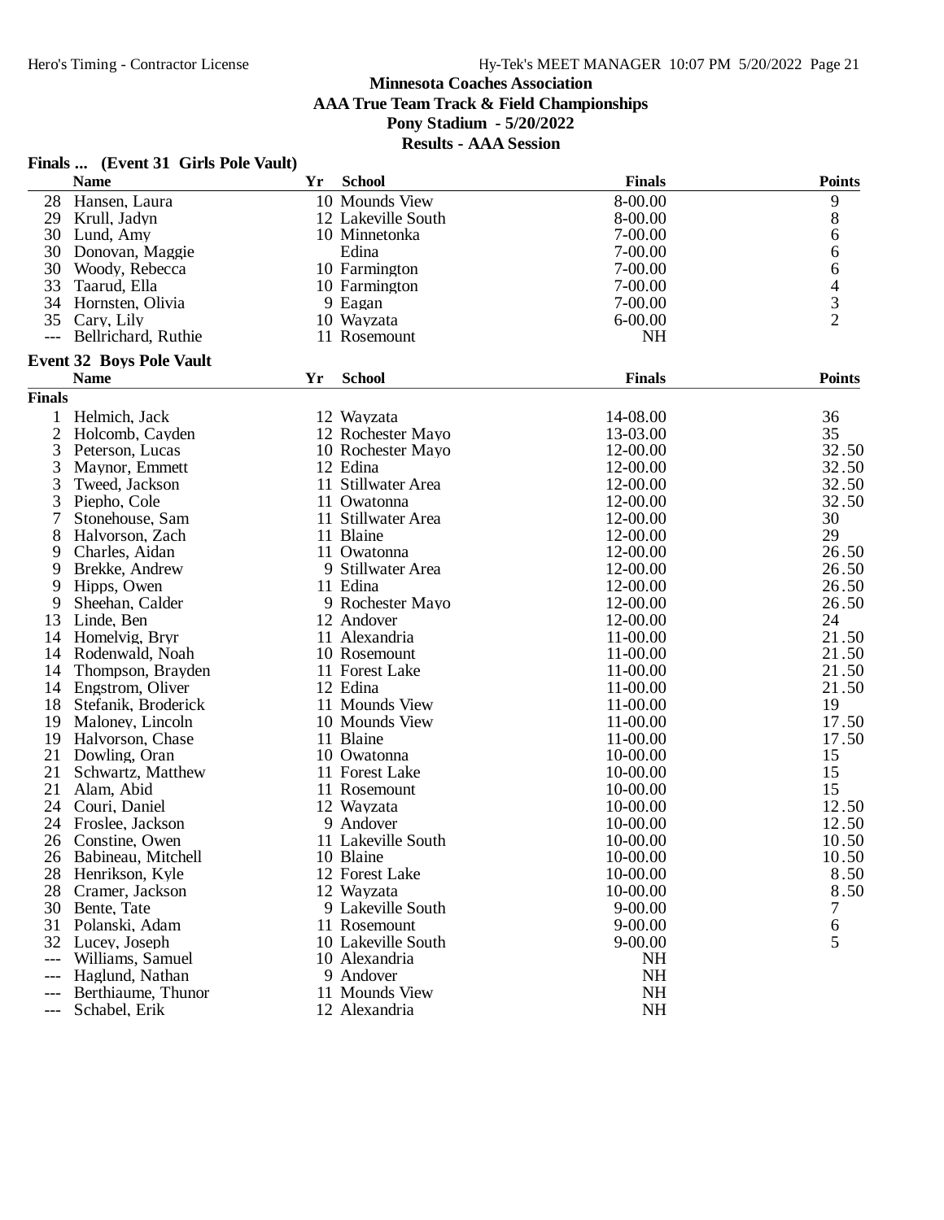# Minnesota Coaches Association

## AAA True Team Track & Field Championships

### Pony Stadium - 5/20/2022

### Results - AAA Session

**Finals ... (Event 31 Girls Pole Vault)**

| | Name | Yr | School | Finals | Points |
|---|---|---|---|---|---|
| 28 | Hansen, Laura | 10 | Mounds View | 8-00.00 | 9 |
| 29 | Krull, Jadyn | 12 | Lakeville South | 8-00.00 | 8 |
| 30 | Lund, Amy | 10 | Minnetonka | 7-00.00 | 6 |
| 30 | Donovan, Maggie | | Edina | 7-00.00 | 6 |
| 30 | Woody, Rebecca | 10 | Farmington | 7-00.00 | 6 |
| 33 | Taarud, Ella | 10 | Farmington | 7-00.00 | 4 |
| 34 | Hornsten, Olivia | 9 | Eagan | 7-00.00 | 3 |
| 35 | Cary, Lily | 10 | Wayzata | 6-00.00 | 2 |
| --- | Bellrichard, Ruthie | 11 | Rosemount | NH | |

**Event 32 Boys Pole Vault**

| | Name | Yr | School | Finals | Points |
|---|---|---|---|---|---|
| **Finals** | | | | | |
| 1 | Helmich, Jack | 12 | Wayzata | 14-08.00 | 36 |
| 2 | Holcomb, Cayden | 12 | Rochester Mayo | 13-03.00 | 35 |
| 3 | Peterson, Lucas | 10 | Rochester Mayo | 12-00.00 | 32.50 |
| 3 | Maynor, Emmett | 12 | Edina | 12-00.00 | 32.50 |
| 3 | Tweed, Jackson | 11 | Stillwater Area | 12-00.00 | 32.50 |
| 3 | Piepho, Cole | 11 | Owatonna | 12-00.00 | 32.50 |
| 7 | Stonehouse, Sam | 11 | Stillwater Area | 12-00.00 | 30 |
| 8 | Halvorson, Zach | 11 | Blaine | 12-00.00 | 29 |
| 9 | Charles, Aidan | 11 | Owatonna | 12-00.00 | 26.50 |
| 9 | Brekke, Andrew | 9 | Stillwater Area | 12-00.00 | 26.50 |
| 9 | Hipps, Owen | 11 | Edina | 12-00.00 | 26.50 |
| 9 | Sheehan, Calder | 9 | Rochester Mayo | 12-00.00 | 26.50 |
| 13 | Linde, Ben | 12 | Andover | 12-00.00 | 24 |
| 14 | Homelvig, Bryr | 11 | Alexandria | 11-00.00 | 21.50 |
| 14 | Rodenwald, Noah | 10 | Rosemount | 11-00.00 | 21.50 |
| 14 | Thompson, Brayden | 11 | Forest Lake | 11-00.00 | 21.50 |
| 14 | Engstrom, Oliver | 12 | Edina | 11-00.00 | 21.50 |
| 18 | Stefanik, Broderick | 11 | Mounds View | 11-00.00 | 19 |
| 19 | Maloney, Lincoln | 10 | Mounds View | 11-00.00 | 17.50 |
| 19 | Halvorson, Chase | 11 | Blaine | 11-00.00 | 17.50 |
| 21 | Dowling, Oran | 10 | Owatonna | 10-00.00 | 15 |
| 21 | Schwartz, Matthew | 11 | Forest Lake | 10-00.00 | 15 |
| 21 | Alam, Abid | 11 | Rosemount | 10-00.00 | 15 |
| 24 | Couri, Daniel | 12 | Wayzata | 10-00.00 | 12.50 |
| 24 | Froslee, Jackson | 9 | Andover | 10-00.00 | 12.50 |
| 26 | Constine, Owen | 11 | Lakeville South | 10-00.00 | 10.50 |
| 26 | Babineau, Mitchell | 10 | Blaine | 10-00.00 | 10.50 |
| 28 | Henrikson, Kyle | 12 | Forest Lake | 10-00.00 | 8.50 |
| 28 | Cramer, Jackson | 12 | Wayzata | 10-00.00 | 8.50 |
| 30 | Bente, Tate | 9 | Lakeville South | 9-00.00 | 7 |
| 31 | Polanski, Adam | 11 | Rosemount | 9-00.00 | 6 |
| 32 | Lucey, Joseph | 10 | Lakeville South | 9-00.00 | 5 |
| --- | Williams, Samuel | 10 | Alexandria | NH | |
| --- | Haglund, Nathan | 9 | Andover | NH | |
| --- | Berthiaume, Thunor | 11 | Mounds View | NH | |
| --- | Schabel, Erik | 12 | Alexandria | NH | |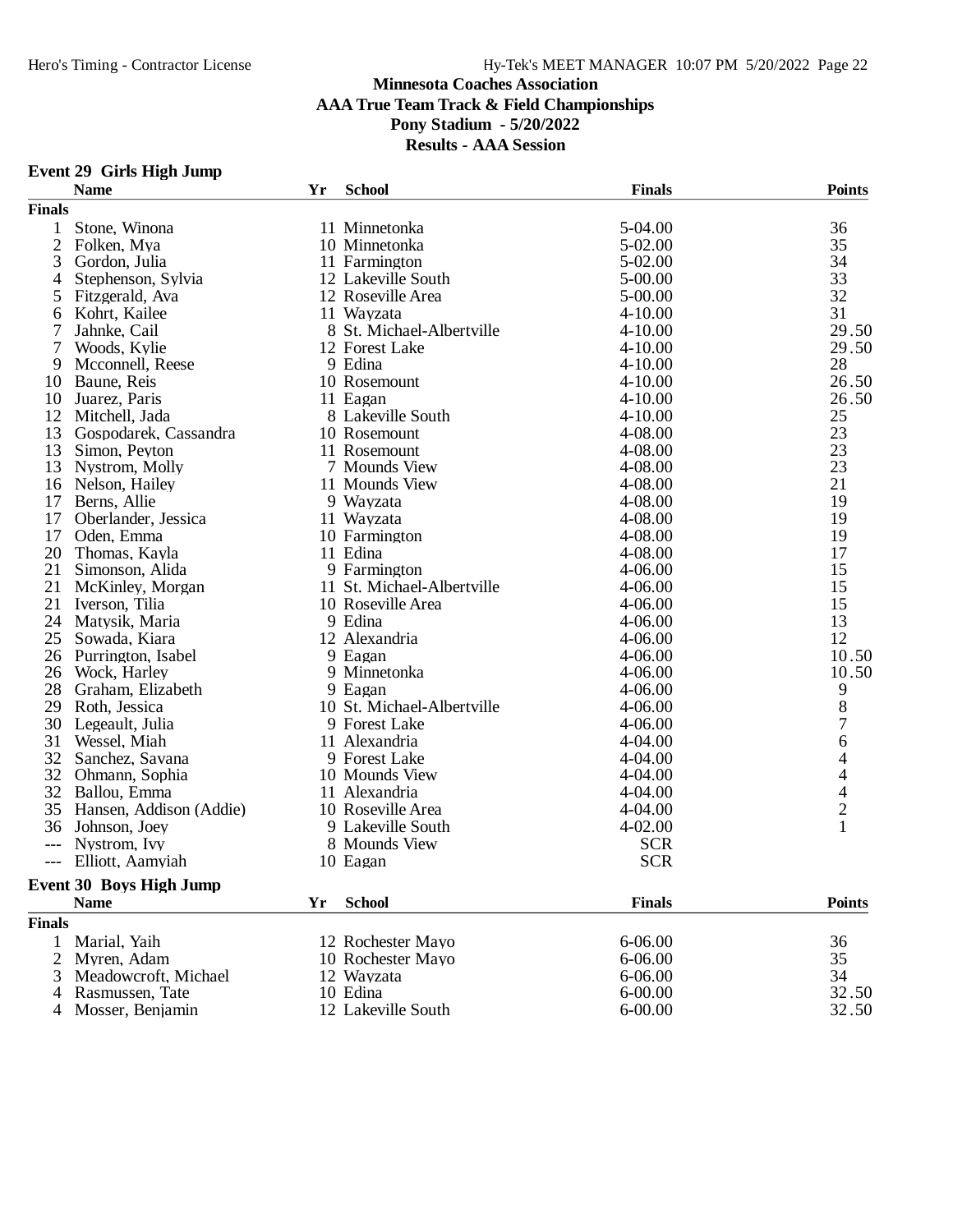## Minnesota Coaches Association
## AAA True Team Track & Field Championships
## Pony Stadium - 5/20/2022
## Results - AAA Session

### Event 29 Girls High Jump

| | Name | Yr | School | Finals | Points |
|---|---|---|---|---|---|
| **Finals** | | | | | |
| 1 | Stone, Winona | 11 | Minnetonka | 5-04.00 | 36 |
| 2 | Folken, Mya | 10 | Minnetonka | 5-02.00 | 35 |
| 3 | Gordon, Julia | 11 | Farmington | 5-02.00 | 34 |
| 4 | Stephenson, Sylvia | 12 | Lakeville South | 5-00.00 | 33 |
| 5 | Fitzgerald, Ava | 12 | Roseville Area | 5-00.00 | 32 |
| 6 | Kohrt, Kailee | 11 | Wayzata | 4-10.00 | 31 |
| 7 | Jahnke, Cail | 8 | St. Michael-Albertville | 4-10.00 | 29.50 |
| 7 | Woods, Kylie | 12 | Forest Lake | 4-10.00 | 29.50 |
| 9 | Mcconnell, Reese | 9 | Edina | 4-10.00 | 28 |
| 10 | Baune, Reis | 10 | Rosemount | 4-10.00 | 26.50 |
| 10 | Juarez, Paris | 11 | Eagan | 4-10.00 | 26.50 |
| 12 | Mitchell, Jada | 8 | Lakeville South | 4-10.00 | 25 |
| 13 | Gospodarek, Cassandra | 10 | Rosemount | 4-08.00 | 23 |
| 13 | Simon, Peyton | 11 | Rosemount | 4-08.00 | 23 |
| 13 | Nystrom, Molly | 7 | Mounds View | 4-08.00 | 23 |
| 16 | Nelson, Hailey | 11 | Mounds View | 4-08.00 | 21 |
| 17 | Berns, Allie | 9 | Wayzata | 4-08.00 | 19 |
| 17 | Oberlander, Jessica | 11 | Wayzata | 4-08.00 | 19 |
| 17 | Oden, Emma | 10 | Farmington | 4-08.00 | 19 |
| 20 | Thomas, Kayla | 11 | Edina | 4-08.00 | 17 |
| 21 | Simonson, Alida | 9 | Farmington | 4-06.00 | 15 |
| 21 | McKinley, Morgan | 11 | St. Michael-Albertville | 4-06.00 | 15 |
| 21 | Iverson, Tilia | 10 | Roseville Area | 4-06.00 | 15 |
| 24 | Matysik, Maria | 9 | Edina | 4-06.00 | 13 |
| 25 | Sowada, Kiara | 12 | Alexandria | 4-06.00 | 12 |
| 26 | Purrington, Isabel | 9 | Eagan | 4-06.00 | 10.50 |
| 26 | Wock, Harley | 9 | Minnetonka | 4-06.00 | 10.50 |
| 28 | Graham, Elizabeth | 9 | Eagan | 4-06.00 | 9 |
| 29 | Roth, Jessica | 10 | St. Michael-Albertville | 4-06.00 | 8 |
| 30 | Legeault, Julia | 9 | Forest Lake | 4-06.00 | 7 |
| 31 | Wessel, Miah | 11 | Alexandria | 4-04.00 | 6 |
| 32 | Sanchez, Savana | 9 | Forest Lake | 4-04.00 | 4 |
| 32 | Ohmann, Sophia | 10 | Mounds View | 4-04.00 | 4 |
| 32 | Ballou, Emma | 11 | Alexandria | 4-04.00 | 4 |
| 35 | Hansen, Addison (Addie) | 10 | Roseville Area | 4-04.00 | 2 |
| 36 | Johnson, Joey | 9 | Lakeville South | 4-02.00 | 1 |
| --- | Nystrom, Ivy | 8 | Mounds View | SCR | |
| --- | Elliott, Aamyiah | 10 | Eagan | SCR | |

### Event 30 Boys High Jump

| | Name | Yr | School | Finals | Points |
|---|---|---|---|---|---|
| **Finals** | | | | | |
| 1 | Marial, Yaih | 12 | Rochester Mayo | 6-06.00 | 36 |
| 2 | Myren, Adam | 10 | Rochester Mayo | 6-06.00 | 35 |
| 3 | Meadowcroft, Michael | 12 | Wayzata | 6-06.00 | 34 |
| 4 | Rasmussen, Tate | 10 | Edina | 6-00.00 | 32.50 |
| 4 | Mosser, Benjamin | 12 | Lakeville South | 6-00.00 | 32.50 |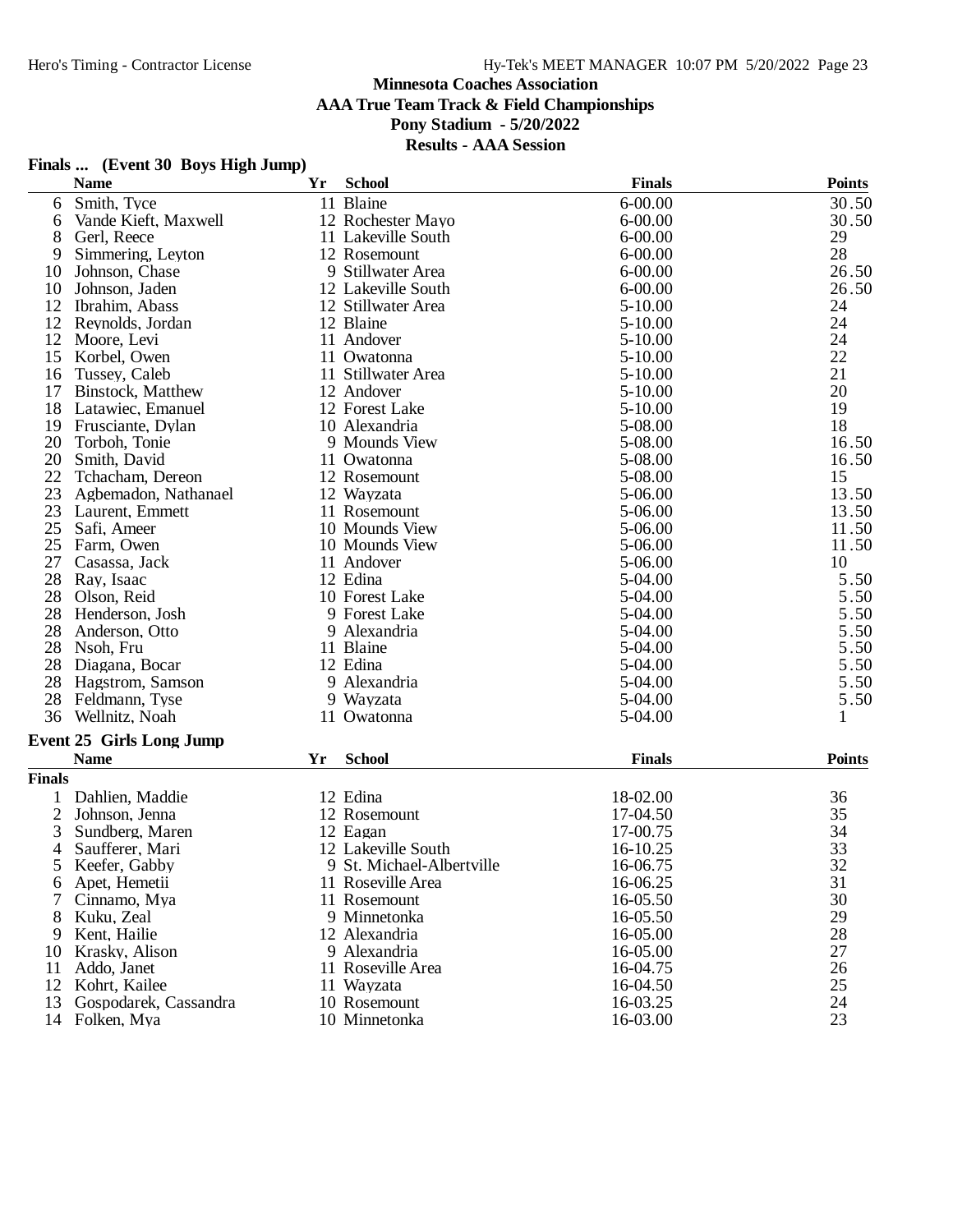Minnesota Coaches Association
AAA True Team Track & Field Championships
Pony Stadium - 5/20/2022
Results - AAA Session

## Finals ... (Event 30 Boys High Jump)

| | Name | Yr | School | Finals | Points |
|---|---|---|---|---|---|
| 6 | Smith, Tyce | 11 | Blaine | 6-00.00 | 30.50 |
| 6 | Vande Kieft, Maxwell | 12 | Rochester Mayo | 6-00.00 | 30.50 |
| 8 | Gerl, Reece | 11 | Lakeville South | 6-00.00 | 29 |
| 9 | Simmering, Leyton | 12 | Rosemount | 6-00.00 | 28 |
| 10 | Johnson, Chase | 9 | Stillwater Area | 6-00.00 | 26.50 |
| 10 | Johnson, Jaden | 12 | Lakeville South | 6-00.00 | 26.50 |
| 12 | Ibrahim, Abass | 12 | Stillwater Area | 5-10.00 | 24 |
| 12 | Reynolds, Jordan | 12 | Blaine | 5-10.00 | 24 |
| 12 | Moore, Levi | 11 | Andover | 5-10.00 | 24 |
| 15 | Korbel, Owen | 11 | Owatonna | 5-10.00 | 22 |
| 16 | Tussey, Caleb | 11 | Stillwater Area | 5-10.00 | 21 |
| 17 | Binstock, Matthew | 12 | Andover | 5-10.00 | 20 |
| 18 | Latawiec, Emanuel | 12 | Forest Lake | 5-10.00 | 19 |
| 19 | Frusciante, Dylan | 10 | Alexandria | 5-08.00 | 18 |
| 20 | Torboh, Tonie | 9 | Mounds View | 5-08.00 | 16.50 |
| 20 | Smith, David | 11 | Owatonna | 5-08.00 | 16.50 |
| 22 | Tchacham, Dereon | 12 | Rosemount | 5-08.00 | 15 |
| 23 | Agbemadon, Nathanael | 12 | Wayzata | 5-06.00 | 13.50 |
| 23 | Laurent, Emmett | 11 | Rosemount | 5-06.00 | 13.50 |
| 25 | Safi, Ameer | 10 | Mounds View | 5-06.00 | 11.50 |
| 25 | Farm, Owen | 10 | Mounds View | 5-06.00 | 11.50 |
| 27 | Casassa, Jack | 11 | Andover | 5-06.00 | 10 |
| 28 | Ray, Isaac | 12 | Edina | 5-04.00 | 5.50 |
| 28 | Olson, Reid | 10 | Forest Lake | 5-04.00 | 5.50 |
| 28 | Henderson, Josh | 9 | Forest Lake | 5-04.00 | 5.50 |
| 28 | Anderson, Otto | 9 | Alexandria | 5-04.00 | 5.50 |
| 28 | Nsoh, Fru | 11 | Blaine | 5-04.00 | 5.50 |
| 28 | Diagana, Bocar | 12 | Edina | 5-04.00 | 5.50 |
| 28 | Hagstrom, Samson | 9 | Alexandria | 5-04.00 | 5.50 |
| 28 | Feldmann, Tyse | 9 | Wayzata | 5-04.00 | 5.50 |
| 36 | Wellnitz, Noah | 11 | Owatonna | 5-04.00 | 1 |

## Event 25 Girls Long Jump

**Finals**

| | Name | Yr | School | Finals | Points |
|---|---|---|---|---|---|
| 1 | Dahlien, Maddie | 12 | Edina | 18-02.00 | 36 |
| 2 | Johnson, Jenna | 12 | Rosemount | 17-04.50 | 35 |
| 3 | Sundberg, Maren | 12 | Eagan | 17-00.75 | 34 |
| 4 | Saufferer, Mari | 12 | Lakeville South | 16-10.25 | 33 |
| 5 | Keefer, Gabby | 9 | St. Michael-Albertville | 16-06.75 | 32 |
| 6 | Apet, Hemetii | 11 | Roseville Area | 16-06.25 | 31 |
| 7 | Cinnamo, Mya | 11 | Rosemount | 16-05.50 | 30 |
| 8 | Kuku, Zeal | 9 | Minnetonka | 16-05.50 | 29 |
| 9 | Kent, Hailie | 12 | Alexandria | 16-05.00 | 28 |
| 10 | Krasky, Alison | 9 | Alexandria | 16-05.00 | 27 |
| 11 | Addo, Janet | 11 | Roseville Area | 16-04.75 | 26 |
| 12 | Kohrt, Kailee | 11 | Wayzata | 16-04.50 | 25 |
| 13 | Gospodarek, Cassandra | 10 | Rosemount | 16-03.25 | 24 |
| 14 | Folken, Mya | 10 | Minnetonka | 16-03.00 | 23 |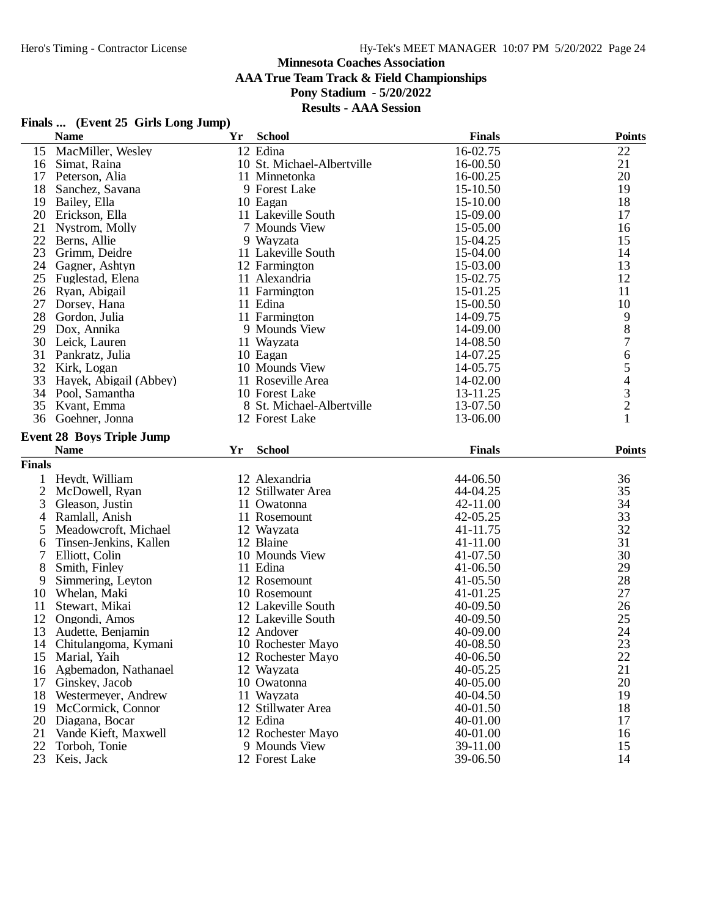# Minnesota Coaches Association

## AAA True Team Track & Field Championships

### Pony Stadium - 5/20/2022

### Results - AAA Session

#### Finals ... (Event 25 Girls Long Jump)

| | Name | Yr | School | Finals | Points |
|---|---|---|---|---|---|
| 15 | MacMiller, Wesley | 12 | Edina | 16-02.75 | 22 |
| 16 | Simat, Raina | 10 | St. Michael-Albertville | 16-00.50 | 21 |
| 17 | Peterson, Alia | 11 | Minnetonka | 16-00.25 | 20 |
| 18 | Sanchez, Savana | 9 | Forest Lake | 15-10.50 | 19 |
| 19 | Bailey, Ella | 10 | Eagan | 15-10.00 | 18 |
| 20 | Erickson, Ella | 11 | Lakeville South | 15-09.00 | 17 |
| 21 | Nystrom, Molly | 7 | Mounds View | 15-05.00 | 16 |
| 22 | Berns, Allie | 9 | Wayzata | 15-04.25 | 15 |
| 23 | Grimm, Deidre | 11 | Lakeville South | 15-04.00 | 14 |
| 24 | Gagner, Ashtyn | 12 | Farmington | 15-03.00 | 13 |
| 25 | Fuglestad, Elena | 11 | Alexandria | 15-02.75 | 12 |
| 26 | Ryan, Abigail | 11 | Farmington | 15-01.25 | 11 |
| 27 | Dorsey, Hana | 11 | Edina | 15-00.50 | 10 |
| 28 | Gordon, Julia | 11 | Farmington | 14-09.75 | 9 |
| 29 | Dox, Annika | 9 | Mounds View | 14-09.00 | 8 |
| 30 | Leick, Lauren | 11 | Wayzata | 14-08.50 | 7 |
| 31 | Pankratz, Julia | 10 | Eagan | 14-07.25 | 6 |
| 32 | Kirk, Logan | 10 | Mounds View | 14-05.75 | 5 |
| 33 | Hayek, Abigail (Abbey) | 11 | Roseville Area | 14-02.00 | 4 |
| 34 | Pool, Samantha | 10 | Forest Lake | 13-11.25 | 3 |
| 35 | Kvant, Emma | 8 | St. Michael-Albertville | 13-07.50 | 2 |
| 36 | Goehner, Jonna | 12 | Forest Lake | 13-06.00 | 1 |

#### Event 28 Boys Triple Jump

**Finals**

| | Name | Yr | School | Finals | Points |
|---|---|---|---|---|---|
| 1 | Heydt, William | 12 | Alexandria | 44-06.50 | 36 |
| 2 | McDowell, Ryan | 12 | Stillwater Area | 44-04.25 | 35 |
| 3 | Gleason, Justin | 11 | Owatonna | 42-11.00 | 34 |
| 4 | Ramlall, Anish | 11 | Rosemount | 42-05.25 | 33 |
| 5 | Meadowcroft, Michael | 12 | Wayzata | 41-11.75 | 32 |
| 6 | Tinsen-Jenkins, Kallen | 12 | Blaine | 41-11.00 | 31 |
| 7 | Elliott, Colin | 10 | Mounds View | 41-07.50 | 30 |
| 8 | Smith, Finley | 11 | Edina | 41-06.50 | 29 |
| 9 | Simmering, Leyton | 12 | Rosemount | 41-05.50 | 28 |
| 10 | Whelan, Maki | 10 | Rosemount | 41-01.25 | 27 |
| 11 | Stewart, Mikai | 12 | Lakeville South | 40-09.50 | 26 |
| 12 | Ongondi, Amos | 12 | Lakeville South | 40-09.50 | 25 |
| 13 | Audette, Benjamin | 12 | Andover | 40-09.00 | 24 |
| 14 | Chitulangoma, Kymani | 10 | Rochester Mayo | 40-08.50 | 23 |
| 15 | Marial, Yaih | 12 | Rochester Mayo | 40-06.50 | 22 |
| 16 | Agbemadon, Nathanael | 12 | Wayzata | 40-05.25 | 21 |
| 17 | Ginskey, Jacob | 10 | Owatonna | 40-05.00 | 20 |
| 18 | Westermeyer, Andrew | 11 | Wayzata | 40-04.50 | 19 |
| 19 | McCormick, Connor | 12 | Stillwater Area | 40-01.50 | 18 |
| 20 | Diagana, Bocar | 12 | Edina | 40-01.00 | 17 |
| 21 | Vande Kieft, Maxwell | 12 | Rochester Mayo | 40-01.00 | 16 |
| 22 | Torboh, Tonie | 9 | Mounds View | 39-11.00 | 15 |
| 23 | Keis, Jack | 12 | Forest Lake | 39-06.50 | 14 |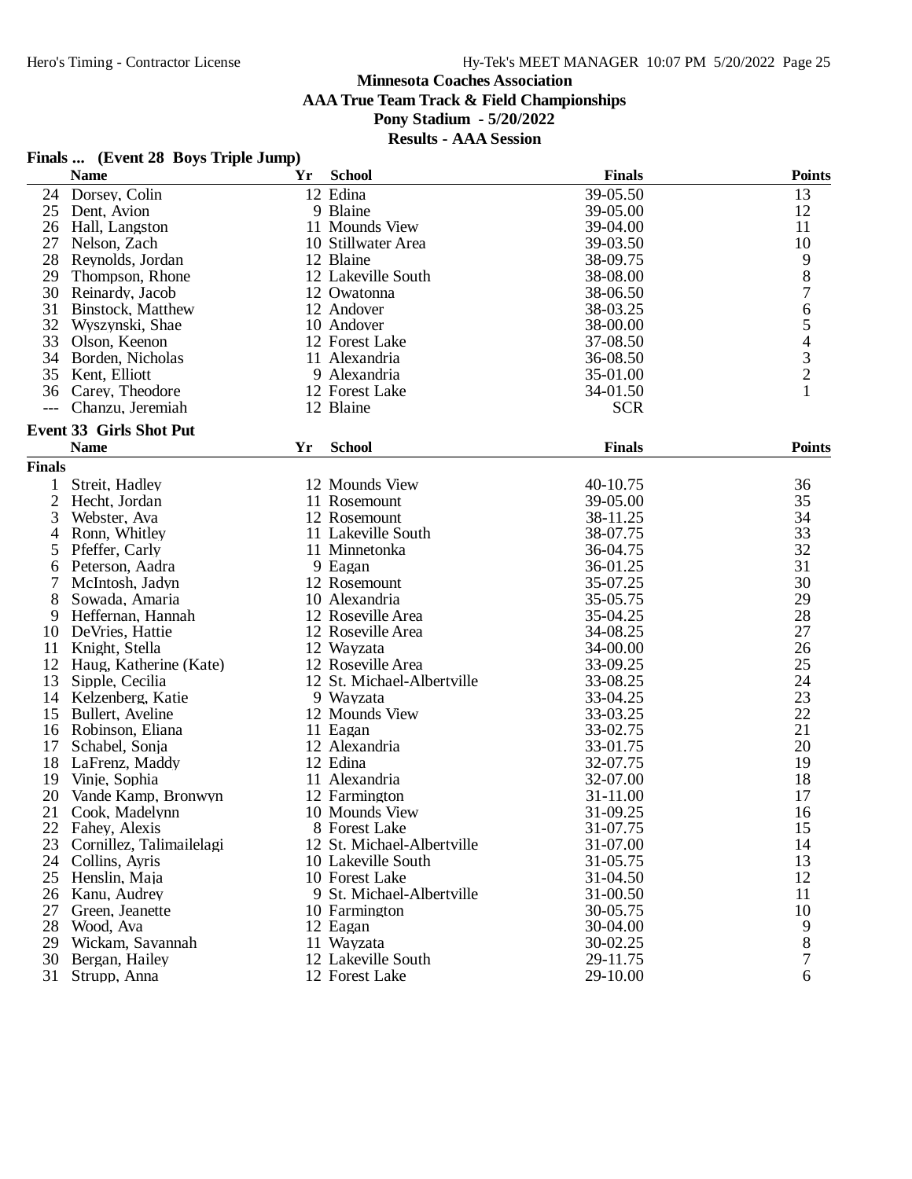Minnesota Coaches Association
AAA True Team Track & Field Championships
Pony Stadium - 5/20/2022
Results - AAA Session

## Finals ... (Event 28 Boys Triple Jump)

| | Name | Yr | School | Finals | Points |
|---|---|---|---|---|---|
| 24 | Dorsey, Colin | 12 | Edina | 39-05.50 | 13 |
| 25 | Dent, Avion | 9 | Blaine | 39-05.00 | 12 |
| 26 | Hall, Langston | 11 | Mounds View | 39-04.00 | 11 |
| 27 | Nelson, Zach | 10 | Stillwater Area | 39-03.50 | 10 |
| 28 | Reynolds, Jordan | 12 | Blaine | 38-09.75 | 9 |
| 29 | Thompson, Rhone | 12 | Lakeville South | 38-08.00 | 8 |
| 30 | Reinardy, Jacob | 12 | Owatonna | 38-06.50 | 7 |
| 31 | Binstock, Matthew | 12 | Andover | 38-03.25 | 6 |
| 32 | Wyszynski, Shae | 10 | Andover | 38-00.00 | 5 |
| 33 | Olson, Keenon | 12 | Forest Lake | 37-08.50 | 4 |
| 34 | Borden, Nicholas | 11 | Alexandria | 36-08.50 | 3 |
| 35 | Kent, Elliott | 9 | Alexandria | 35-01.00 | 2 |
| 36 | Carey, Theodore | 12 | Forest Lake | 34-01.50 | 1 |
| --- | Chanzu, Jeremiah | 12 | Blaine | SCR | |

## Event 33 Girls Shot Put

**Finals**

| | Name | Yr | School | Finals | Points |
|---|---|---|---|---|---|
| 1 | Streit, Hadley | 12 | Mounds View | 40-10.75 | 36 |
| 2 | Hecht, Jordan | 11 | Rosemount | 39-05.00 | 35 |
| 3 | Webster, Ava | 12 | Rosemount | 38-11.25 | 34 |
| 4 | Ronn, Whitley | 11 | Lakeville South | 38-07.75 | 33 |
| 5 | Pfeffer, Carly | 11 | Minnetonka | 36-04.75 | 32 |
| 6 | Peterson, Aadra | 9 | Eagan | 36-01.25 | 31 |
| 7 | McIntosh, Jadyn | 12 | Rosemount | 35-07.25 | 30 |
| 8 | Sowada, Amaria | 10 | Alexandria | 35-05.75 | 29 |
| 9 | Heffernan, Hannah | 12 | Roseville Area | 35-04.25 | 28 |
| 10 | DeVries, Hattie | 12 | Roseville Area | 34-08.25 | 27 |
| 11 | Knight, Stella | 12 | Wayzata | 34-00.00 | 26 |
| 12 | Haug, Katherine (Kate) | 12 | Roseville Area | 33-09.25 | 25 |
| 13 | Sipple, Cecilia | 12 | St. Michael-Albertville | 33-08.25 | 24 |
| 14 | Kelzenberg, Katie | 9 | Wayzata | 33-04.25 | 23 |
| 15 | Bullert, Aveline | 12 | Mounds View | 33-03.25 | 22 |
| 16 | Robinson, Eliana | 11 | Eagan | 33-02.75 | 21 |
| 17 | Schabel, Sonja | 12 | Alexandria | 33-01.75 | 20 |
| 18 | LaFrenz, Maddy | 12 | Edina | 32-07.75 | 19 |
| 19 | Vinje, Sophia | 11 | Alexandria | 32-07.00 | 18 |
| 20 | Vande Kamp, Bronwyn | 12 | Farmington | 31-11.00 | 17 |
| 21 | Cook, Madelynn | 10 | Mounds View | 31-09.25 | 16 |
| 22 | Fahey, Alexis | 8 | Forest Lake | 31-07.75 | 15 |
| 23 | Cornillez, Talimailelagi | 12 | St. Michael-Albertville | 31-07.00 | 14 |
| 24 | Collins, Ayris | 10 | Lakeville South | 31-05.75 | 13 |
| 25 | Henslin, Maja | 10 | Forest Lake | 31-04.50 | 12 |
| 26 | Kanu, Audrey | 9 | St. Michael-Albertville | 31-00.50 | 11 |
| 27 | Green, Jeanette | 10 | Farmington | 30-05.75 | 10 |
| 28 | Wood, Ava | 12 | Eagan | 30-04.00 | 9 |
| 29 | Wickam, Savannah | 11 | Wayzata | 30-02.25 | 8 |
| 30 | Bergan, Hailey | 12 | Lakeville South | 29-11.75 | 7 |
| 31 | Strupp, Anna | 12 | Forest Lake | 29-10.00 | 6 |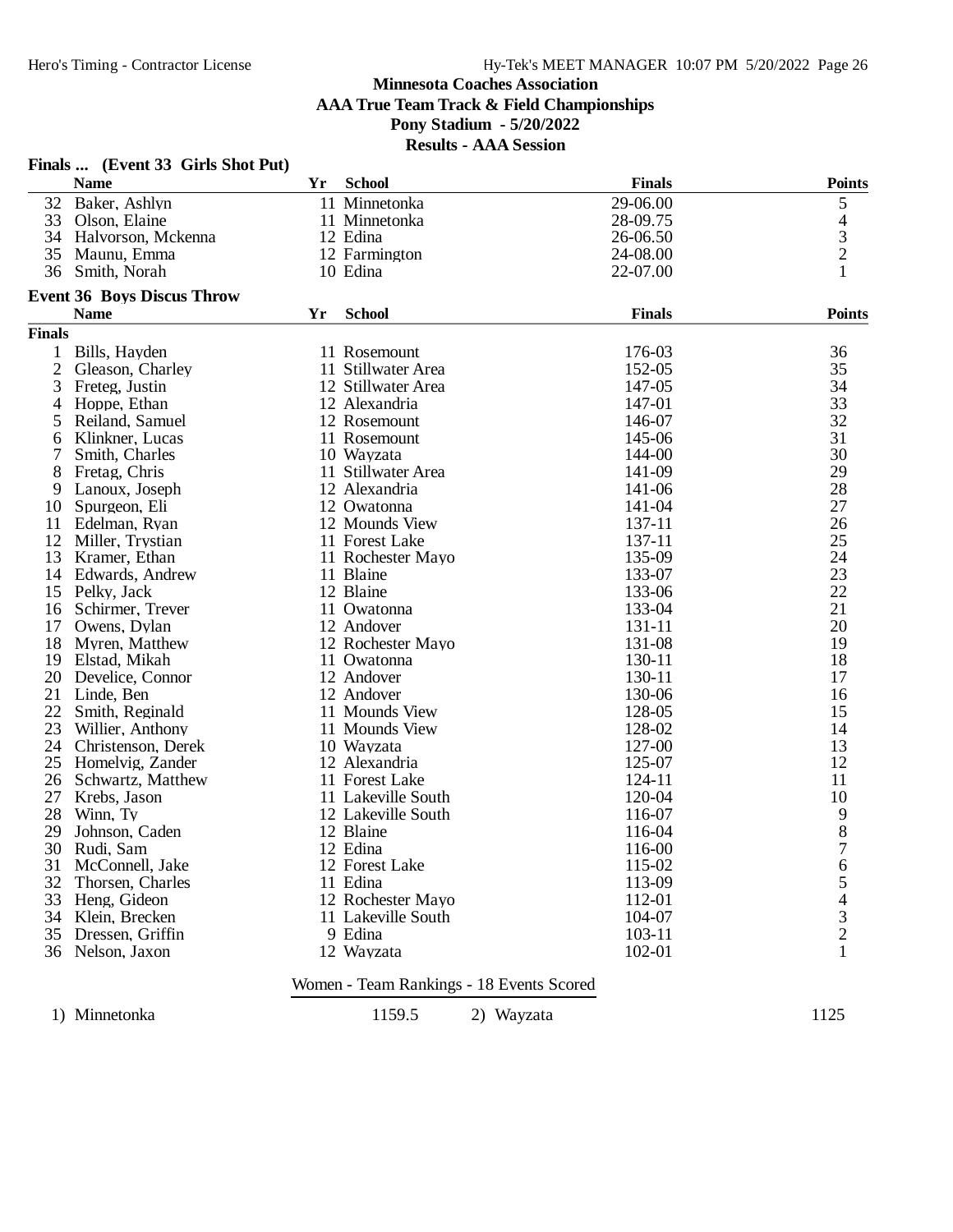# Minnesota Coaches Association
## AAA True Team Track & Field Championships
## Pony Stadium - 5/20/2022
## Results - AAA Session

### Finals ... (Event 33 Girls Shot Put)

| | Name | Yr | School | Finals | Points |
|---|---|---|---|---|---|
| 32 | Baker, Ashlyn | 11 | Minnetonka | 29-06.00 | 5 |
| 33 | Olson, Elaine | 11 | Minnetonka | 28-09.75 | 4 |
| 34 | Halvorson, Mckenna | 12 | Edina | 26-06.50 | 3 |
| 35 | Maunu, Emma | 12 | Farmington | 24-08.00 | 2 |
| 36 | Smith, Norah | 10 | Edina | 22-07.00 | 1 |

### Event 36 Boys Discus Throw

**Finals**

| | Name | Yr | School | Finals | Points |
|---|---|---|---|---|---|
| 1 | Bills, Hayden | 11 | Rosemount | 176-03 | 36 |
| 2 | Gleason, Charley | 11 | Stillwater Area | 152-05 | 35 |
| 3 | Freteg, Justin | 12 | Stillwater Area | 147-05 | 34 |
| 4 | Hoppe, Ethan | 12 | Alexandria | 147-01 | 33 |
| 5 | Reiland, Samuel | 12 | Rosemount | 146-07 | 32 |
| 6 | Klinkner, Lucas | 11 | Rosemount | 145-06 | 31 |
| 7 | Smith, Charles | 10 | Wayzata | 144-00 | 30 |
| 8 | Fretag, Chris | 11 | Stillwater Area | 141-09 | 29 |
| 9 | Lanoux, Joseph | 12 | Alexandria | 141-06 | 28 |
| 10 | Spurgeon, Eli | 12 | Owatonna | 141-04 | 27 |
| 11 | Edelman, Ryan | 12 | Mounds View | 137-11 | 26 |
| 12 | Miller, Trystian | 11 | Forest Lake | 137-11 | 25 |
| 13 | Kramer, Ethan | 11 | Rochester Mayo | 135-09 | 24 |
| 14 | Edwards, Andrew | 11 | Blaine | 133-07 | 23 |
| 15 | Pelky, Jack | 12 | Blaine | 133-06 | 22 |
| 16 | Schirmer, Trever | 11 | Owatonna | 133-04 | 21 |
| 17 | Owens, Dylan | 12 | Andover | 131-11 | 20 |
| 18 | Myren, Matthew | 12 | Rochester Mayo | 131-08 | 19 |
| 19 | Elstad, Mikah | 11 | Owatonna | 130-11 | 18 |
| 20 | Develice, Connor | 12 | Andover | 130-11 | 17 |
| 21 | Linde, Ben | 12 | Andover | 130-06 | 16 |
| 22 | Smith, Reginald | 11 | Mounds View | 128-05 | 15 |
| 23 | Willier, Anthony | 11 | Mounds View | 128-02 | 14 |
| 24 | Christenson, Derek | 10 | Wayzata | 127-00 | 13 |
| 25 | Homelvig, Zander | 12 | Alexandria | 125-07 | 12 |
| 26 | Schwartz, Matthew | 11 | Forest Lake | 124-11 | 11 |
| 27 | Krebs, Jason | 11 | Lakeville South | 120-04 | 10 |
| 28 | Winn, Ty | 12 | Lakeville South | 116-07 | 9 |
| 29 | Johnson, Caden | 12 | Blaine | 116-04 | 8 |
| 30 | Rudi, Sam | 12 | Edina | 116-00 | 7 |
| 31 | McConnell, Jake | 12 | Forest Lake | 115-02 | 6 |
| 32 | Thorsen, Charles | 11 | Edina | 113-09 | 5 |
| 33 | Heng, Gideon | 12 | Rochester Mayo | 112-01 | 4 |
| 34 | Klein, Brecken | 11 | Lakeville South | 104-07 | 3 |
| 35 | Dressen, Griffin | 9 | Edina | 103-11 | 2 |
| 36 | Nelson, Jaxon | 12 | Wayzata | 102-01 | 1 |

### Women - Team Rankings - 18 Events Scored

| | | | |
|---|---|---|---|
| 1) Minnetonka | 1159.5 | 2) Wayzata | 1125 |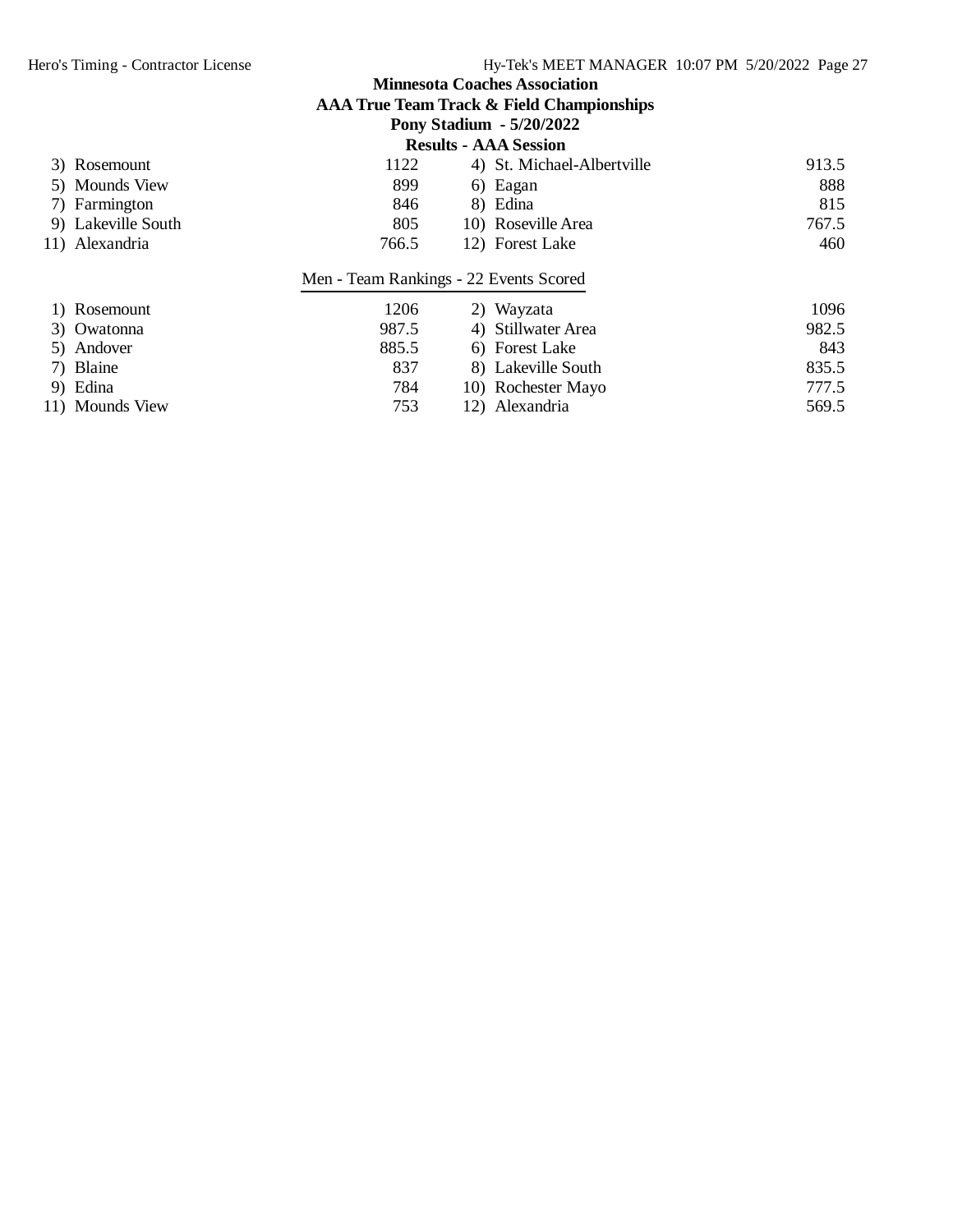**Minnesota Coaches Association**
**AAA True Team Track & Field Championships**
**Pony Stadium - 5/20/2022**
**Results - AAA Session**

| | | | |
|---|---|---|---|
| 3) Rosemount | 1122 | 4) St. Michael-Albertville | 913.5 |
| 5) Mounds View | 899 | 6) Eagan | 888 |
| 7) Farmington | 846 | 8) Edina | 815 |
| 9) Lakeville South | 805 | 10) Roseville Area | 767.5 |
| 11) Alexandria | 766.5 | 12) Forest Lake | 460 |

Men - Team Rankings - 22 Events Scored

| | | | |
|---|---|---|---|
| 1) Rosemount | 1206 | 2) Wayzata | 1096 |
| 3) Owatonna | 987.5 | 4) Stillwater Area | 982.5 |
| 5) Andover | 885.5 | 6) Forest Lake | 843 |
| 7) Blaine | 837 | 8) Lakeville South | 835.5 |
| 9) Edina | 784 | 10) Rochester Mayo | 777.5 |
| 11) Mounds View | 753 | 12) Alexandria | 569.5 |